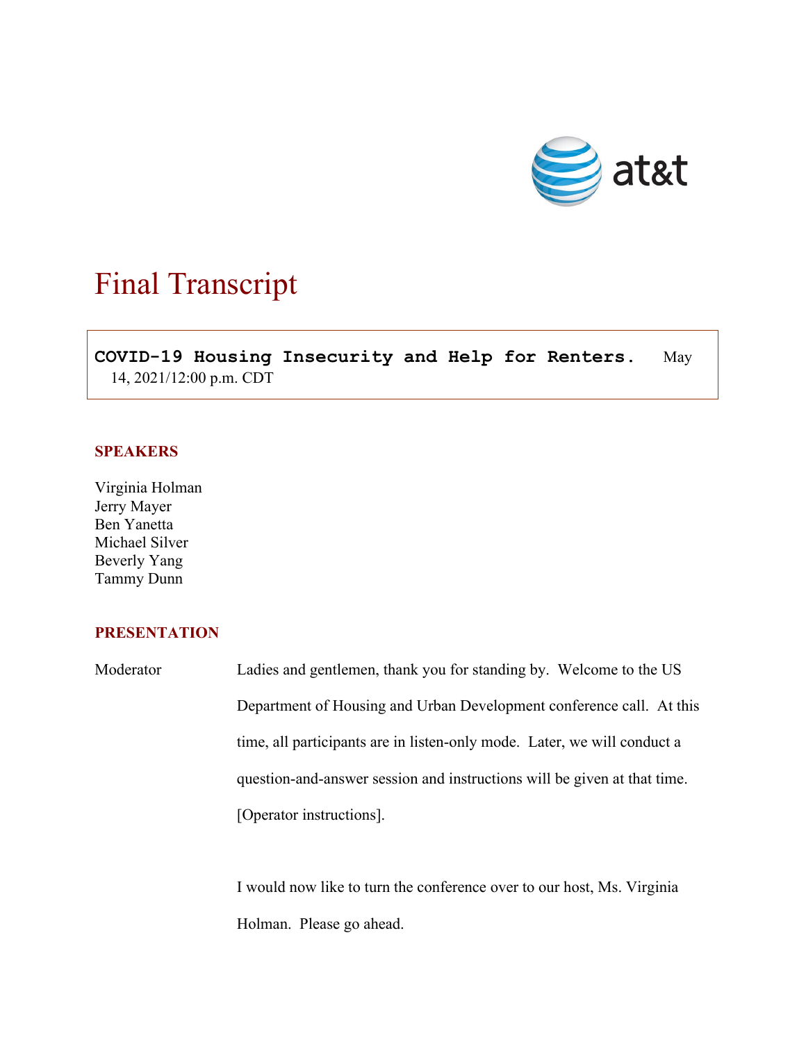# Final Transcript

**COVID-19 Housing Insecurity and Help for Renters.** May 14, 2021/12:00 p.m. CDT

## SPEAKERS

Virginia Holman
Jerry Mayer
Ben Yanetta
Michael Silver
Beverly Yang
Tammy Dunn

## PRESENTATION

Moderator Ladies and gentlemen, thank you for standing by. Welcome to the US Department of Housing and Urban Development conference call. At this time, all participants are in listen-only mode. Later, we will conduct a question-and-answer session and instructions will be given at that time. [Operator instructions].

I would now like to turn the conference over to our host, Ms. Virginia Holman. Please go ahead.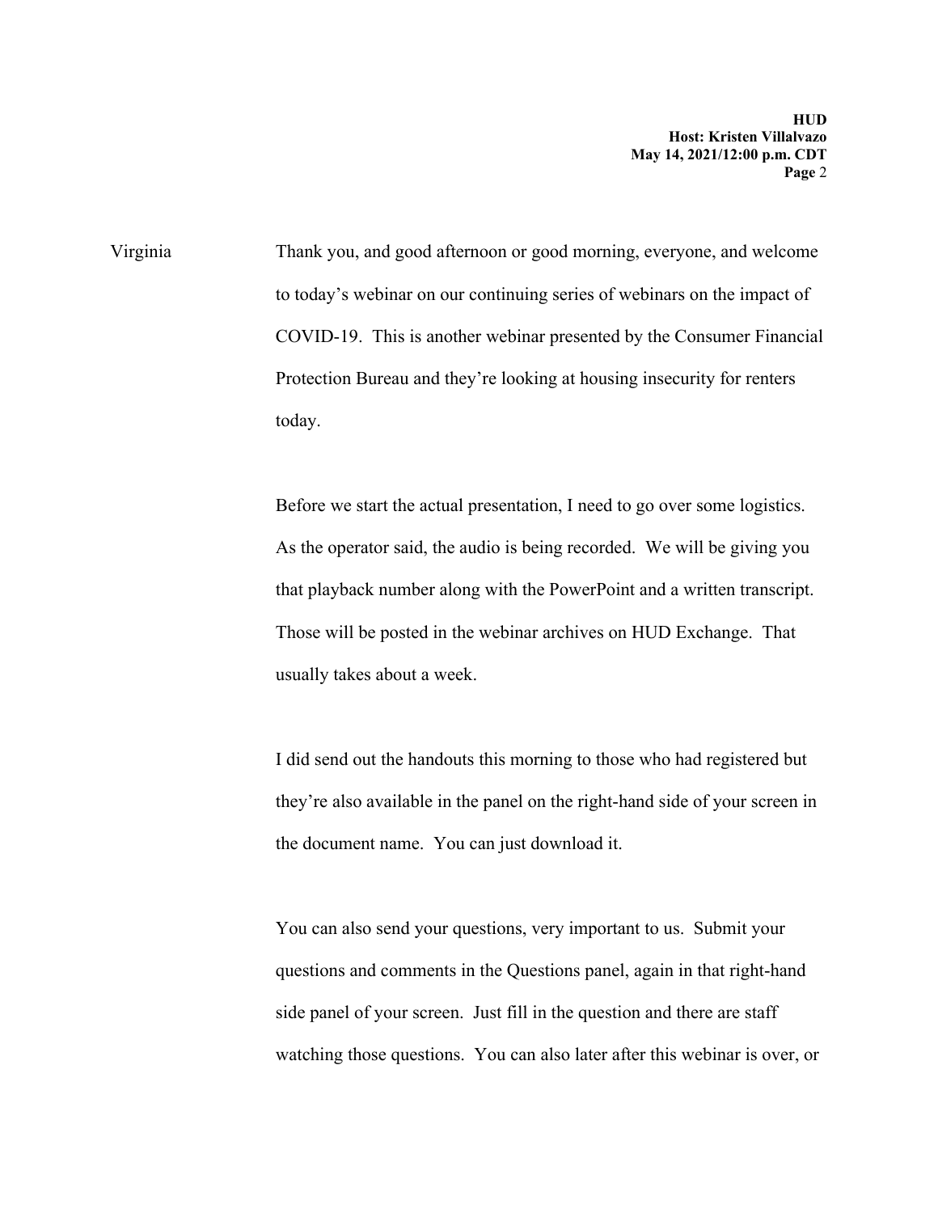Virginia Thank you, and good afternoon or good morning, everyone, and welcome to today's webinar on our continuing series of webinars on the impact of COVID-19. This is another webinar presented by the Consumer Financial Protection Bureau and they're looking at housing insecurity for renters today.

Before we start the actual presentation, I need to go over some logistics. As the operator said, the audio is being recorded. We will be giving you that playback number along with the PowerPoint and a written transcript. Those will be posted in the webinar archives on HUD Exchange. That usually takes about a week.

I did send out the handouts this morning to those who had registered but they're also available in the panel on the right-hand side of your screen in the document name. You can just download it.

You can also send your questions, very important to us. Submit your questions and comments in the Questions panel, again in that right-hand side panel of your screen. Just fill in the question and there are staff watching those questions. You can also later after this webinar is over, or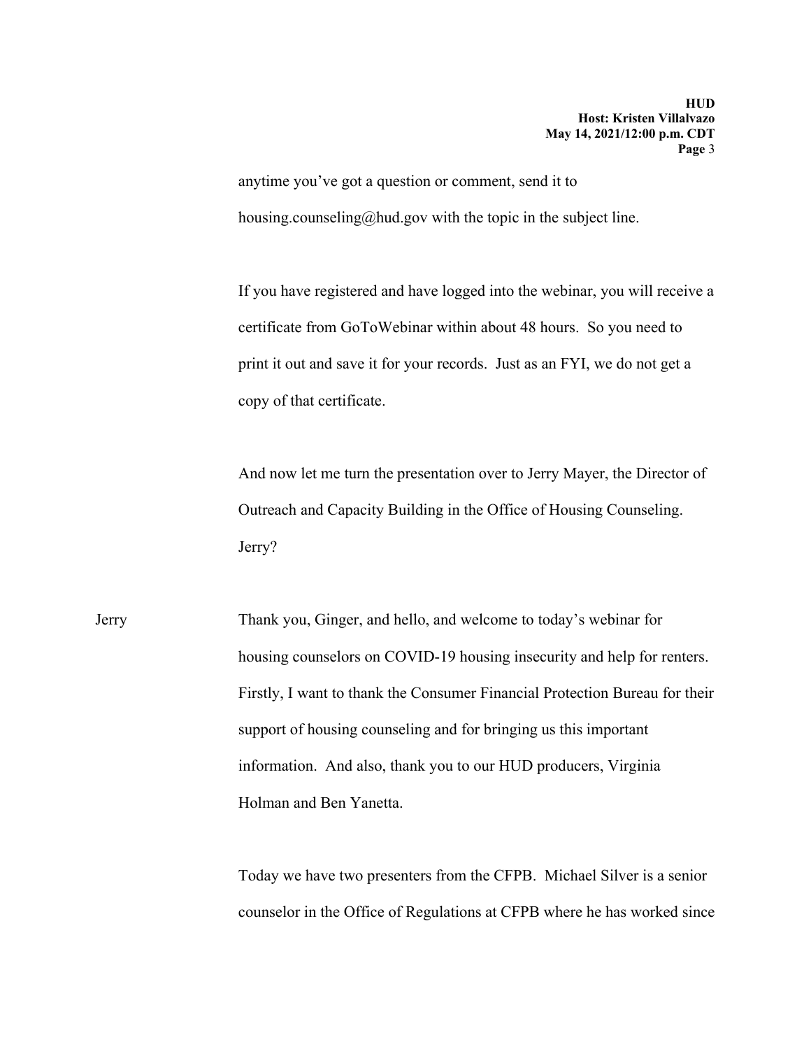anytime you've got a question or comment, send it to housing.counseling@hud.gov with the topic in the subject line.

If you have registered and have logged into the webinar, you will receive a certificate from GoToWebinar within about 48 hours. So you need to print it out and save it for your records. Just as an FYI, we do not get a copy of that certificate.

And now let me turn the presentation over to Jerry Mayer, the Director of Outreach and Capacity Building in the Office of Housing Counseling. Jerry?

Jerry: Thank you, Ginger, and hello, and welcome to today's webinar for housing counselors on COVID-19 housing insecurity and help for renters. Firstly, I want to thank the Consumer Financial Protection Bureau for their support of housing counseling and for bringing us this important information. And also, thank you to our HUD producers, Virginia Holman and Ben Yanetta.

Today we have two presenters from the CFPB. Michael Silver is a senior counselor in the Office of Regulations at CFPB where he has worked since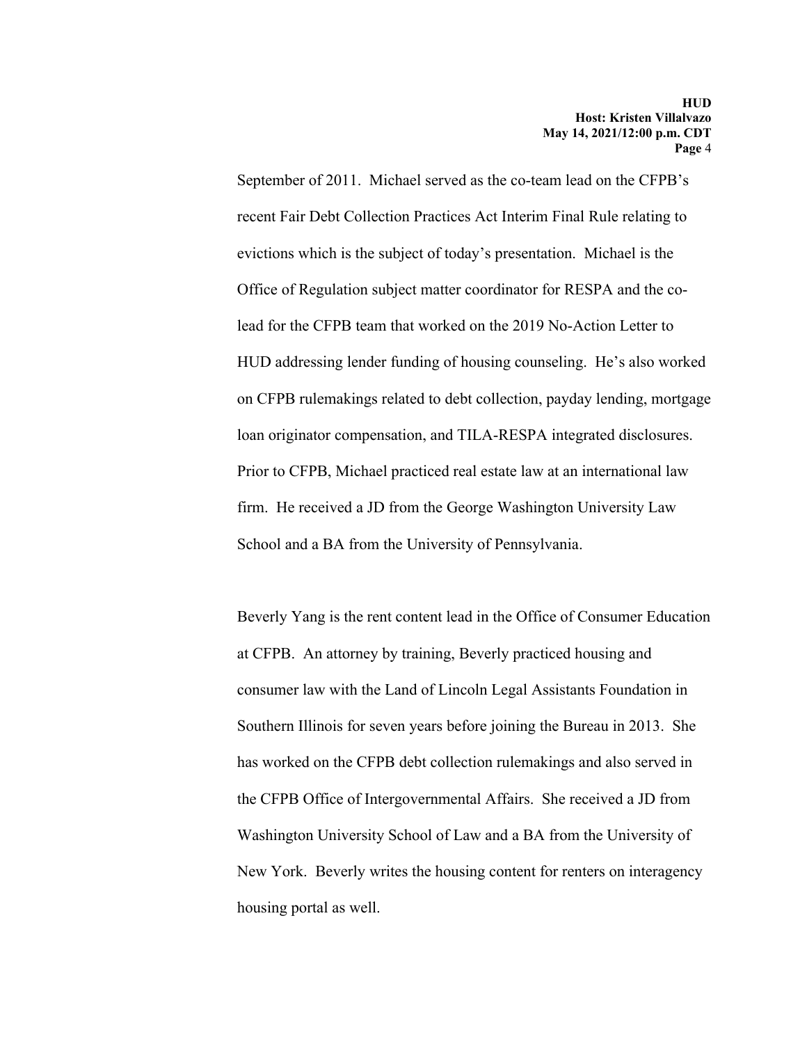September of 2011. Michael served as the co-team lead on the CFPB's recent Fair Debt Collection Practices Act Interim Final Rule relating to evictions which is the subject of today's presentation. Michael is the Office of Regulation subject matter coordinator for RESPA and the co-lead for the CFPB team that worked on the 2019 No-Action Letter to HUD addressing lender funding of housing counseling. He's also worked on CFPB rulemakings related to debt collection, payday lending, mortgage loan originator compensation, and TILA-RESPA integrated disclosures. Prior to CFPB, Michael practiced real estate law at an international law firm. He received a JD from the George Washington University Law School and a BA from the University of Pennsylvania.

Beverly Yang is the rent content lead in the Office of Consumer Education at CFPB. An attorney by training, Beverly practiced housing and consumer law with the Land of Lincoln Legal Assistants Foundation in Southern Illinois for seven years before joining the Bureau in 2013. She has worked on the CFPB debt collection rulemakings and also served in the CFPB Office of Intergovernmental Affairs. She received a JD from Washington University School of Law and a BA from the University of New York. Beverly writes the housing content for renters on interagency housing portal as well.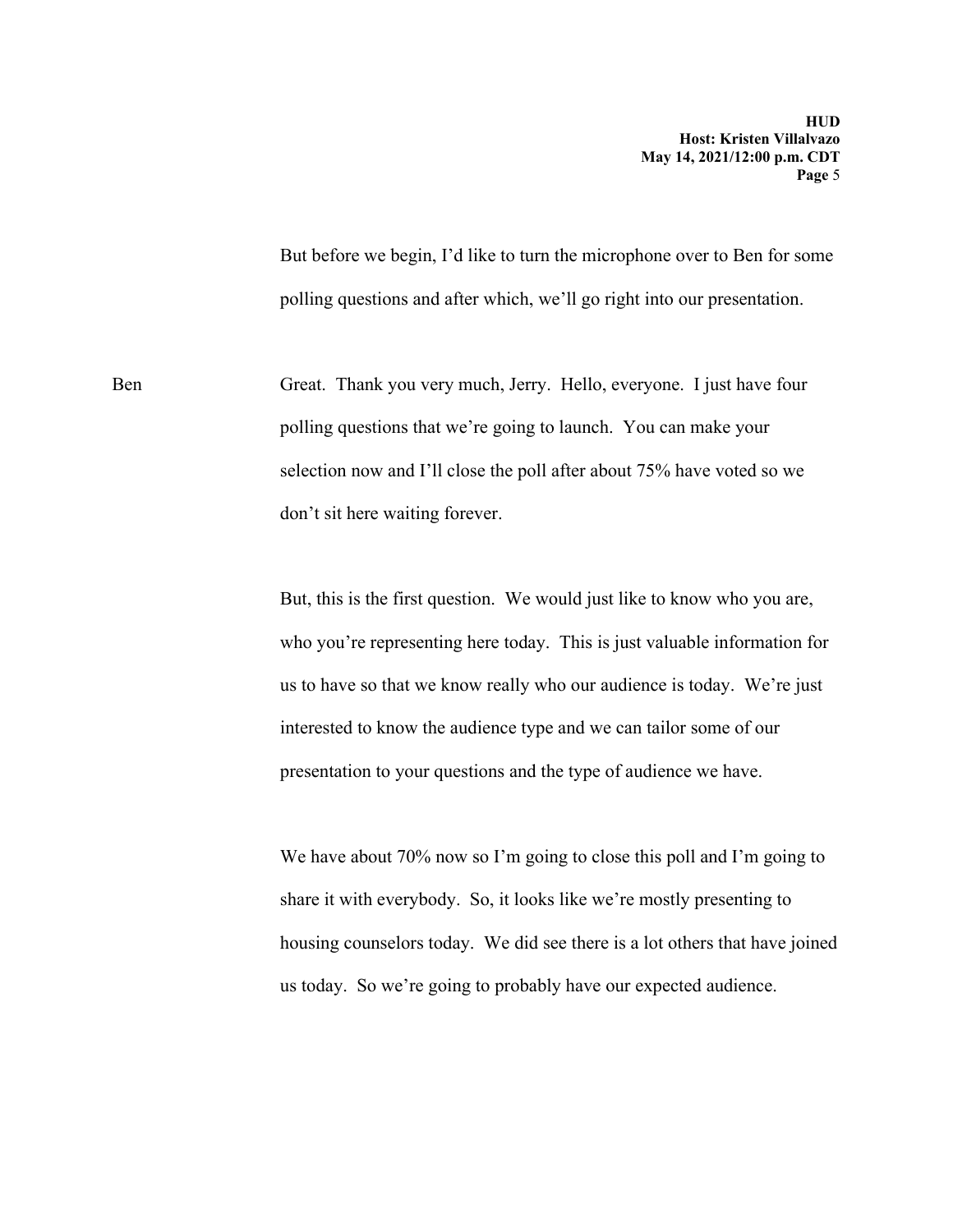But before we begin, I'd like to turn the microphone over to Ben for some polling questions and after which, we'll go right into our presentation.

Ben Great. Thank you very much, Jerry. Hello, everyone. I just have four polling questions that we're going to launch. You can make your selection now and I'll close the poll after about 75% have voted so we don't sit here waiting forever.

But, this is the first question. We would just like to know who you are, who you're representing here today. This is just valuable information for us to have so that we know really who our audience is today. We're just interested to know the audience type and we can tailor some of our presentation to your questions and the type of audience we have.

We have about 70% now so I'm going to close this poll and I'm going to share it with everybody. So, it looks like we're mostly presenting to housing counselors today. We did see there is a lot others that have joined us today. So we're going to probably have our expected audience.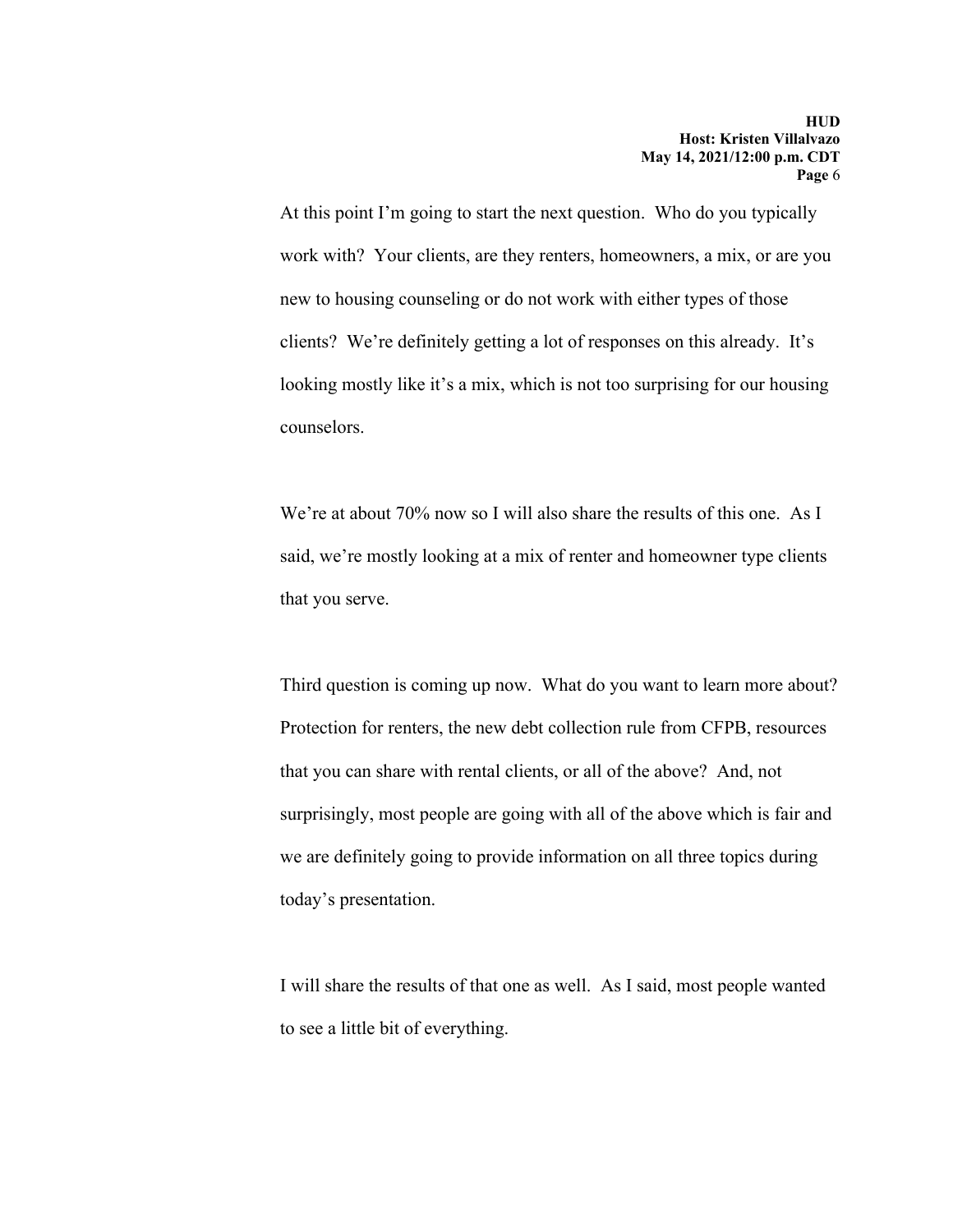At this point I'm going to start the next question. Who do you typically work with? Your clients, are they renters, homeowners, a mix, or are you new to housing counseling or do not work with either types of those clients? We're definitely getting a lot of responses on this already. It's looking mostly like it's a mix, which is not too surprising for our housing counselors.

We're at about 70% now so I will also share the results of this one. As I said, we're mostly looking at a mix of renter and homeowner type clients that you serve.

Third question is coming up now. What do you want to learn more about? Protection for renters, the new debt collection rule from CFPB, resources that you can share with rental clients, or all of the above? And, not surprisingly, most people are going with all of the above which is fair and we are definitely going to provide information on all three topics during today's presentation.

I will share the results of that one as well. As I said, most people wanted to see a little bit of everything.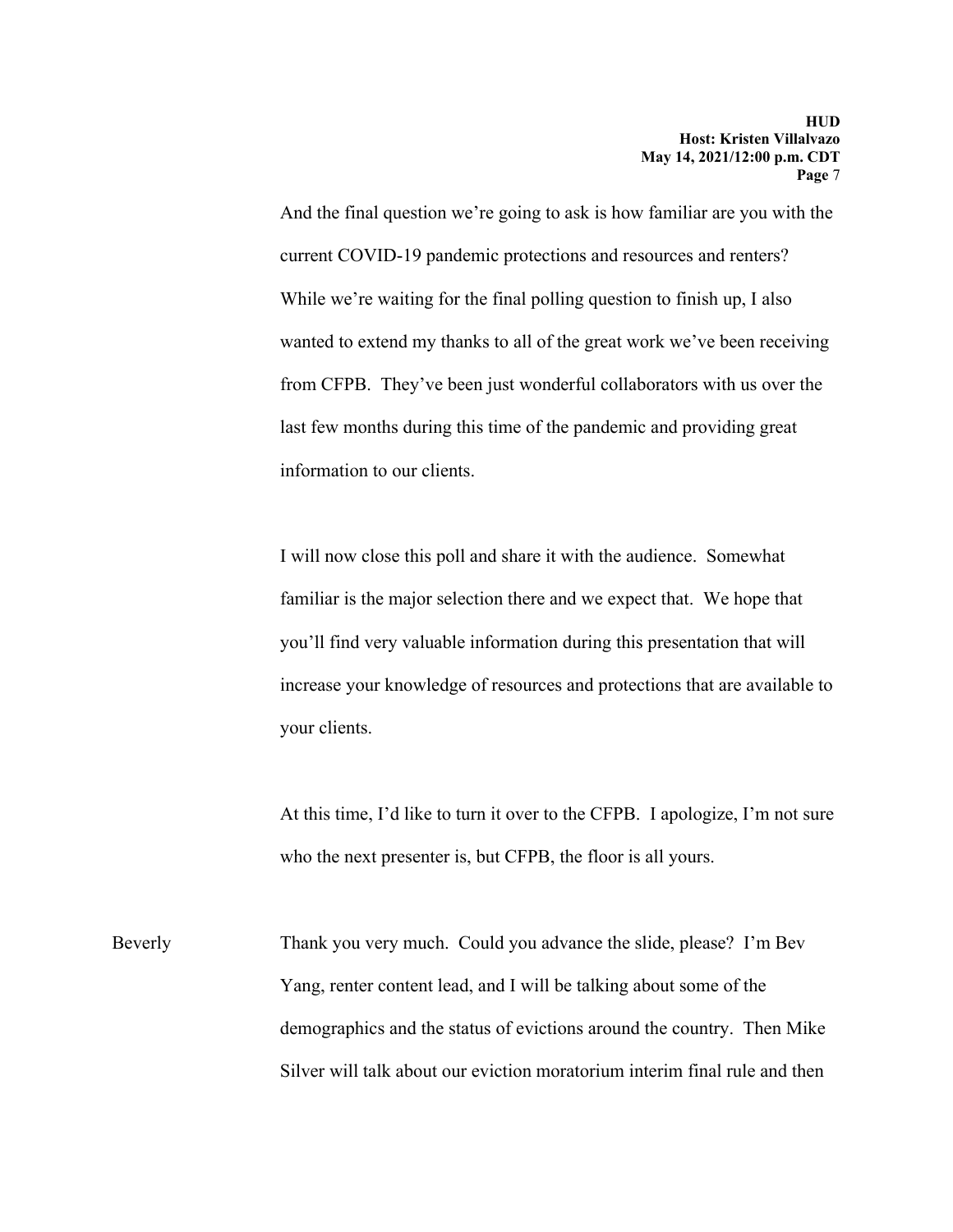And the final question we're going to ask is how familiar are you with the current COVID-19 pandemic protections and resources and renters? While we're waiting for the final polling question to finish up, I also wanted to extend my thanks to all of the great work we've been receiving from CFPB. They've been just wonderful collaborators with us over the last few months during this time of the pandemic and providing great information to our clients.

I will now close this poll and share it with the audience. Somewhat familiar is the major selection there and we expect that. We hope that you'll find very valuable information during this presentation that will increase your knowledge of resources and protections that are available to your clients.

At this time, I'd like to turn it over to the CFPB. I apologize, I'm not sure who the next presenter is, but CFPB, the floor is all yours.

Beverly: Thank you very much. Could you advance the slide, please? I'm Bev Yang, renter content lead, and I will be talking about some of the demographics and the status of evictions around the country. Then Mike Silver will talk about our eviction moratorium interim final rule and then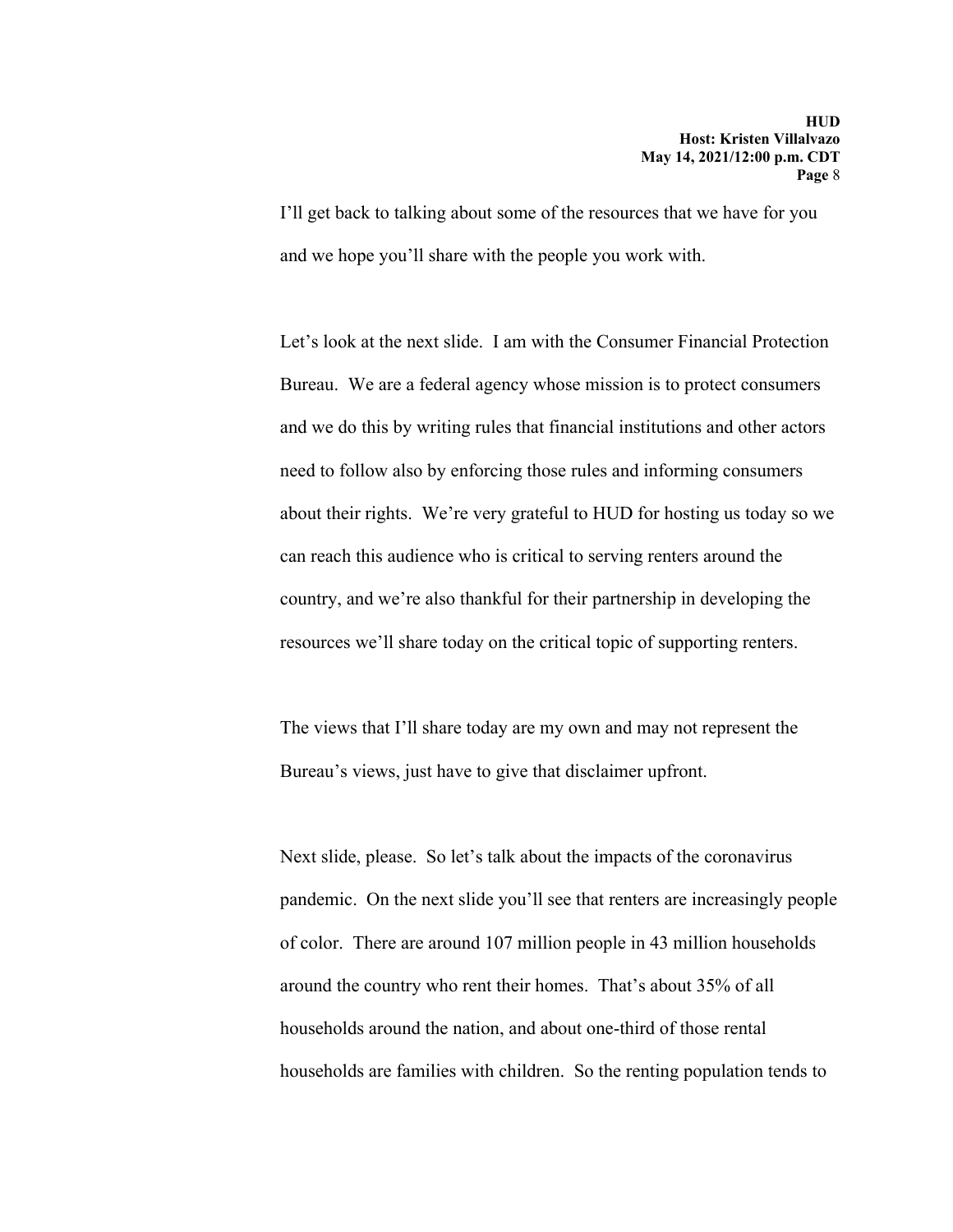I'll get back to talking about some of the resources that we have for you and we hope you'll share with the people you work with.

Let's look at the next slide. I am with the Consumer Financial Protection Bureau. We are a federal agency whose mission is to protect consumers and we do this by writing rules that financial institutions and other actors need to follow also by enforcing those rules and informing consumers about their rights. We're very grateful to HUD for hosting us today so we can reach this audience who is critical to serving renters around the country, and we're also thankful for their partnership in developing the resources we'll share today on the critical topic of supporting renters.

The views that I'll share today are my own and may not represent the Bureau's views, just have to give that disclaimer upfront.

Next slide, please. So let's talk about the impacts of the coronavirus pandemic. On the next slide you'll see that renters are increasingly people of color. There are around 107 million people in 43 million households around the country who rent their homes. That's about 35% of all households around the nation, and about one-third of those rental households are families with children. So the renting population tends to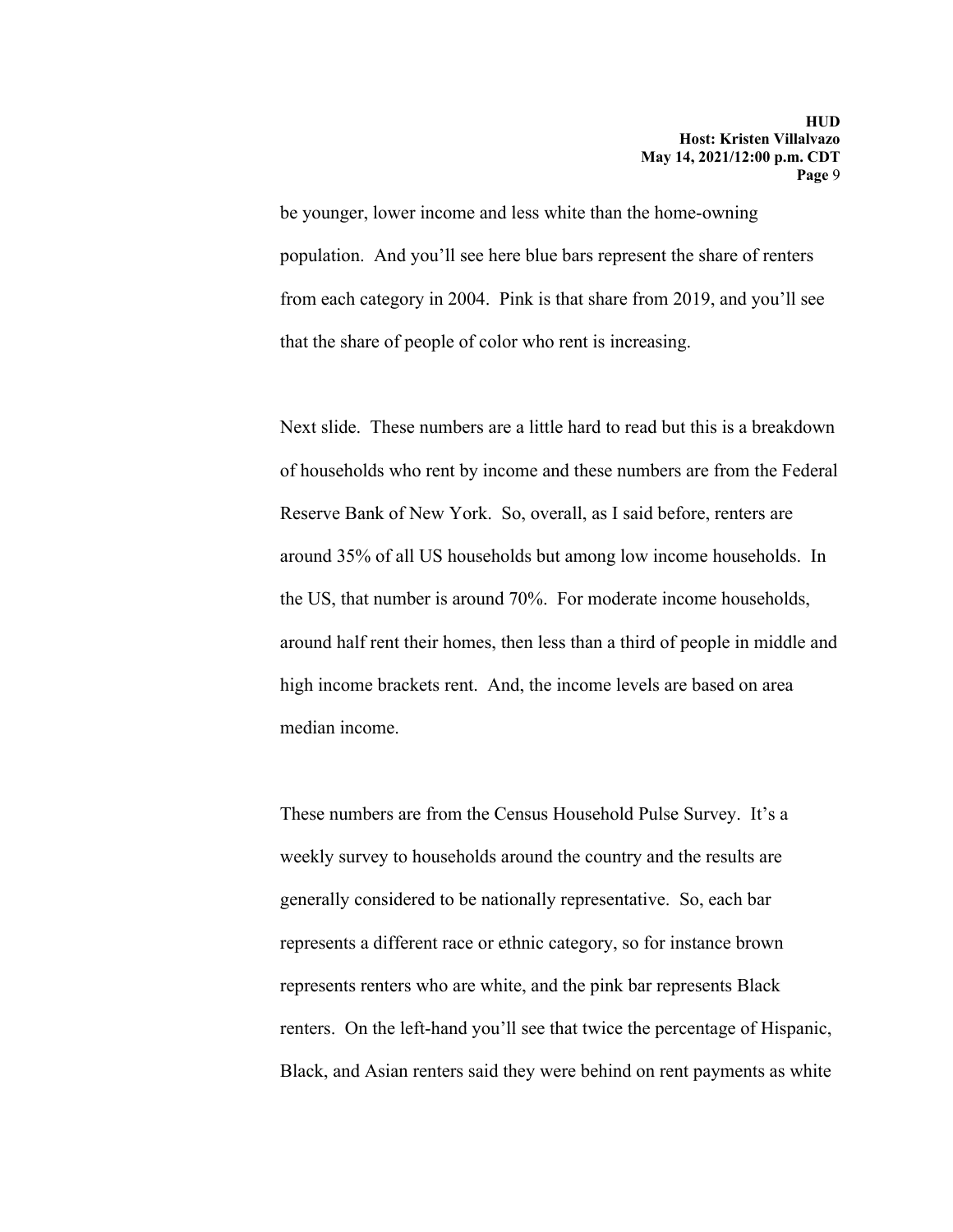be younger, lower income and less white than the home-owning population. And you'll see here blue bars represent the share of renters from each category in 2004. Pink is that share from 2019, and you'll see that the share of people of color who rent is increasing.

Next slide. These numbers are a little hard to read but this is a breakdown of households who rent by income and these numbers are from the Federal Reserve Bank of New York. So, overall, as I said before, renters are around 35% of all US households but among low income households. In the US, that number is around 70%. For moderate income households, around half rent their homes, then less than a third of people in middle and high income brackets rent. And, the income levels are based on area median income.

These numbers are from the Census Household Pulse Survey. It's a weekly survey to households around the country and the results are generally considered to be nationally representative. So, each bar represents a different race or ethnic category, so for instance brown represents renters who are white, and the pink bar represents Black renters. On the left-hand you'll see that twice the percentage of Hispanic, Black, and Asian renters said they were behind on rent payments as white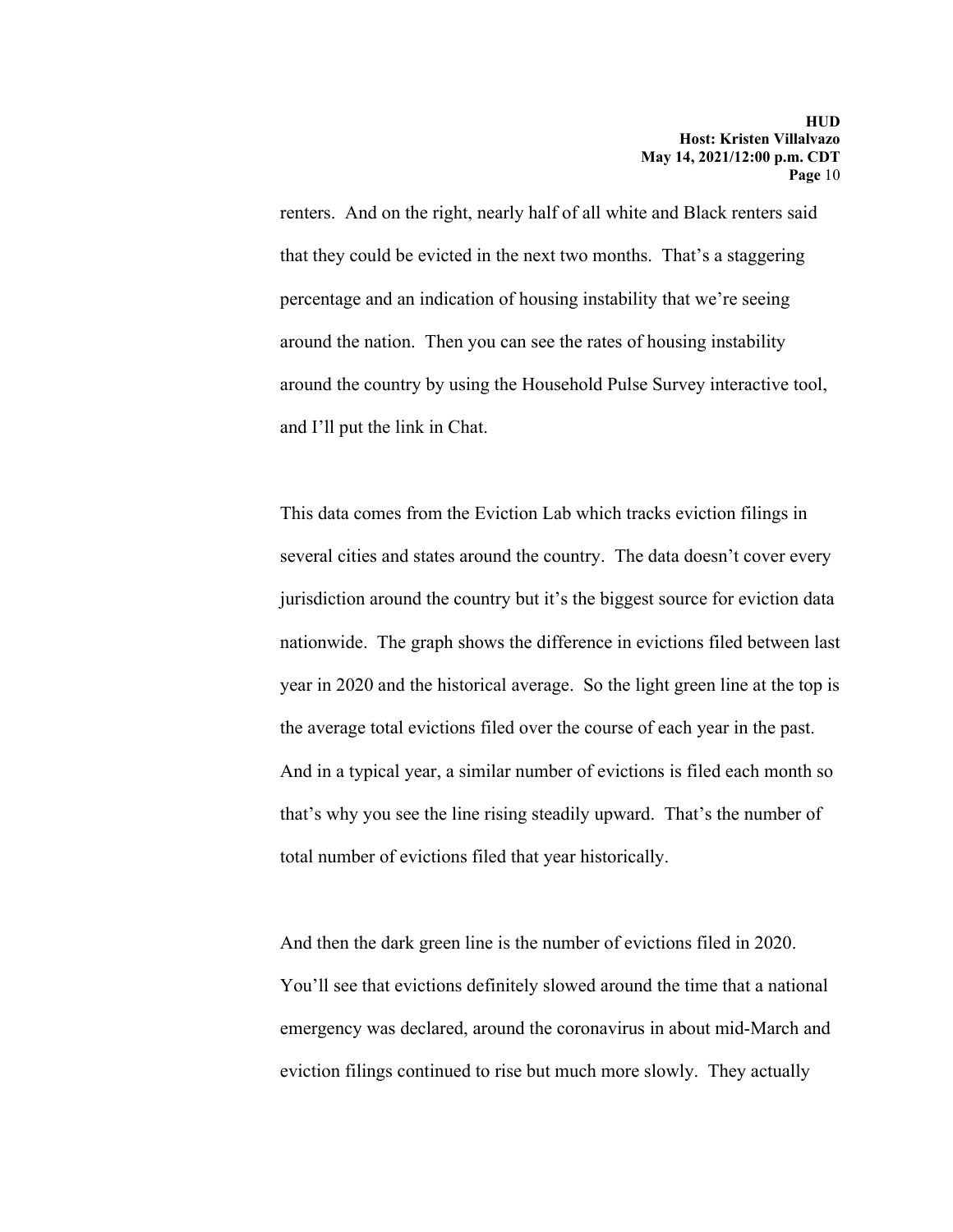renters. And on the right, nearly half of all white and Black renters said that they could be evicted in the next two months. That's a staggering percentage and an indication of housing instability that we're seeing around the nation. Then you can see the rates of housing instability around the country by using the Household Pulse Survey interactive tool, and I'll put the link in Chat.

This data comes from the Eviction Lab which tracks eviction filings in several cities and states around the country. The data doesn't cover every jurisdiction around the country but it's the biggest source for eviction data nationwide. The graph shows the difference in evictions filed between last year in 2020 and the historical average. So the light green line at the top is the average total evictions filed over the course of each year in the past. And in a typical year, a similar number of evictions is filed each month so that's why you see the line rising steadily upward. That's the number of total number of evictions filed that year historically.

And then the dark green line is the number of evictions filed in 2020. You'll see that evictions definitely slowed around the time that a national emergency was declared, around the coronavirus in about mid-March and eviction filings continued to rise but much more slowly. They actually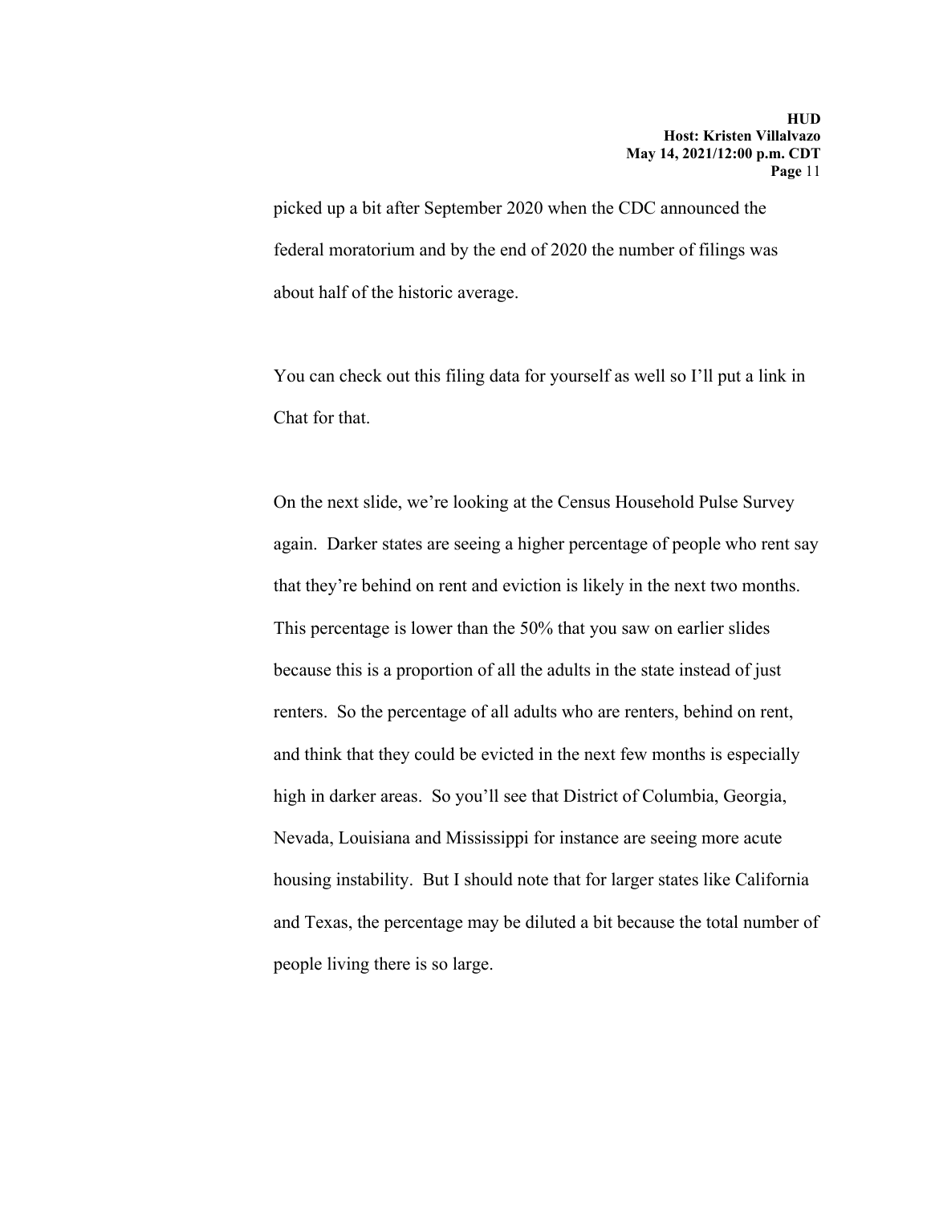picked up a bit after September 2020 when the CDC announced the federal moratorium and by the end of 2020 the number of filings was about half of the historic average.

You can check out this filing data for yourself as well so I'll put a link in Chat for that.

On the next slide, we're looking at the Census Household Pulse Survey again. Darker states are seeing a higher percentage of people who rent say that they're behind on rent and eviction is likely in the next two months. This percentage is lower than the 50% that you saw on earlier slides because this is a proportion of all the adults in the state instead of just renters. So the percentage of all adults who are renters, behind on rent, and think that they could be evicted in the next few months is especially high in darker areas. So you'll see that District of Columbia, Georgia, Nevada, Louisiana and Mississippi for instance are seeing more acute housing instability. But I should note that for larger states like California and Texas, the percentage may be diluted a bit because the total number of people living there is so large.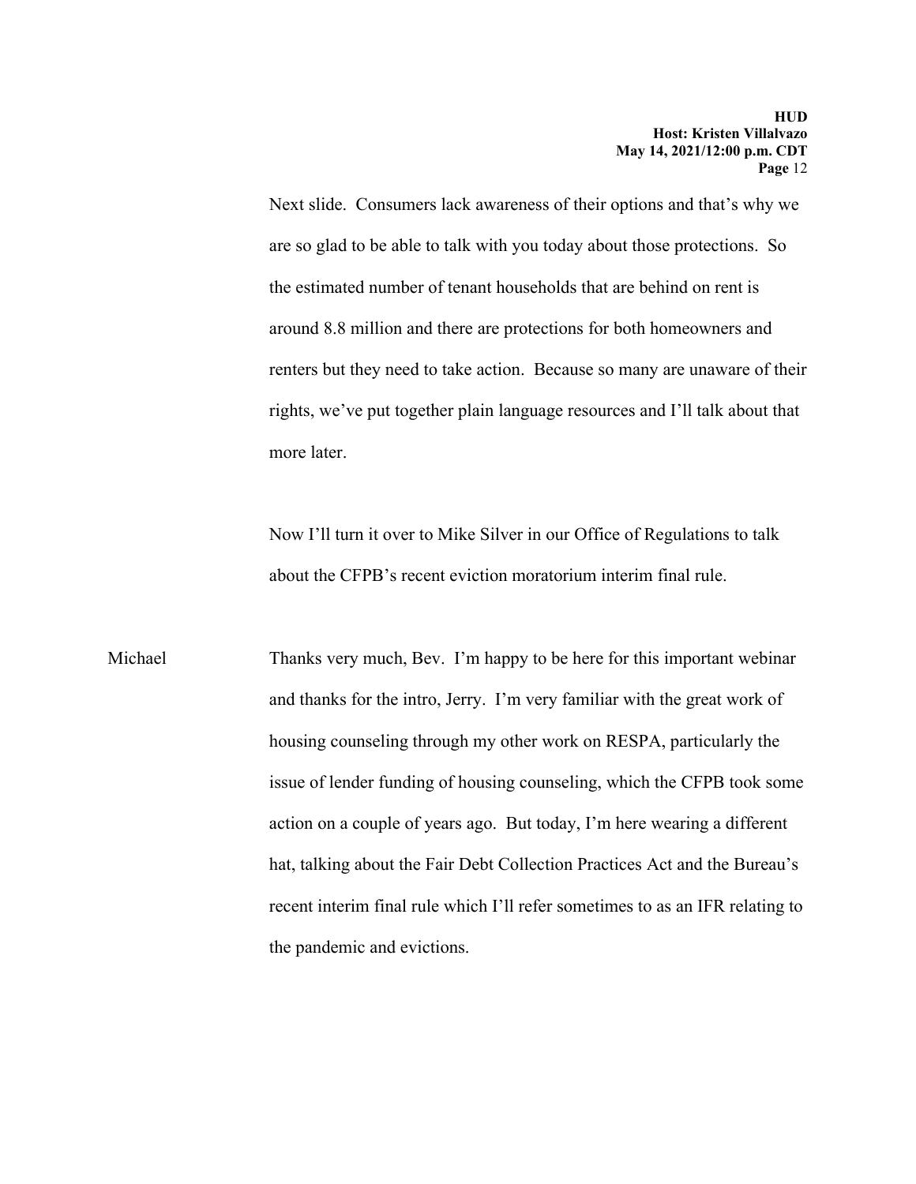Next slide. Consumers lack awareness of their options and that's why we are so glad to be able to talk with you today about those protections. So the estimated number of tenant households that are behind on rent is around 8.8 million and there are protections for both homeowners and renters but they need to take action. Because so many are unaware of their rights, we've put together plain language resources and I'll talk about that more later.

Now I'll turn it over to Mike Silver in our Office of Regulations to talk about the CFPB's recent eviction moratorium interim final rule.

Michael: Thanks very much, Bev. I'm happy to be here for this important webinar and thanks for the intro, Jerry. I'm very familiar with the great work of housing counseling through my other work on RESPA, particularly the issue of lender funding of housing counseling, which the CFPB took some action on a couple of years ago. But today, I'm here wearing a different hat, talking about the Fair Debt Collection Practices Act and the Bureau's recent interim final rule which I'll refer sometimes to as an IFR relating to the pandemic and evictions.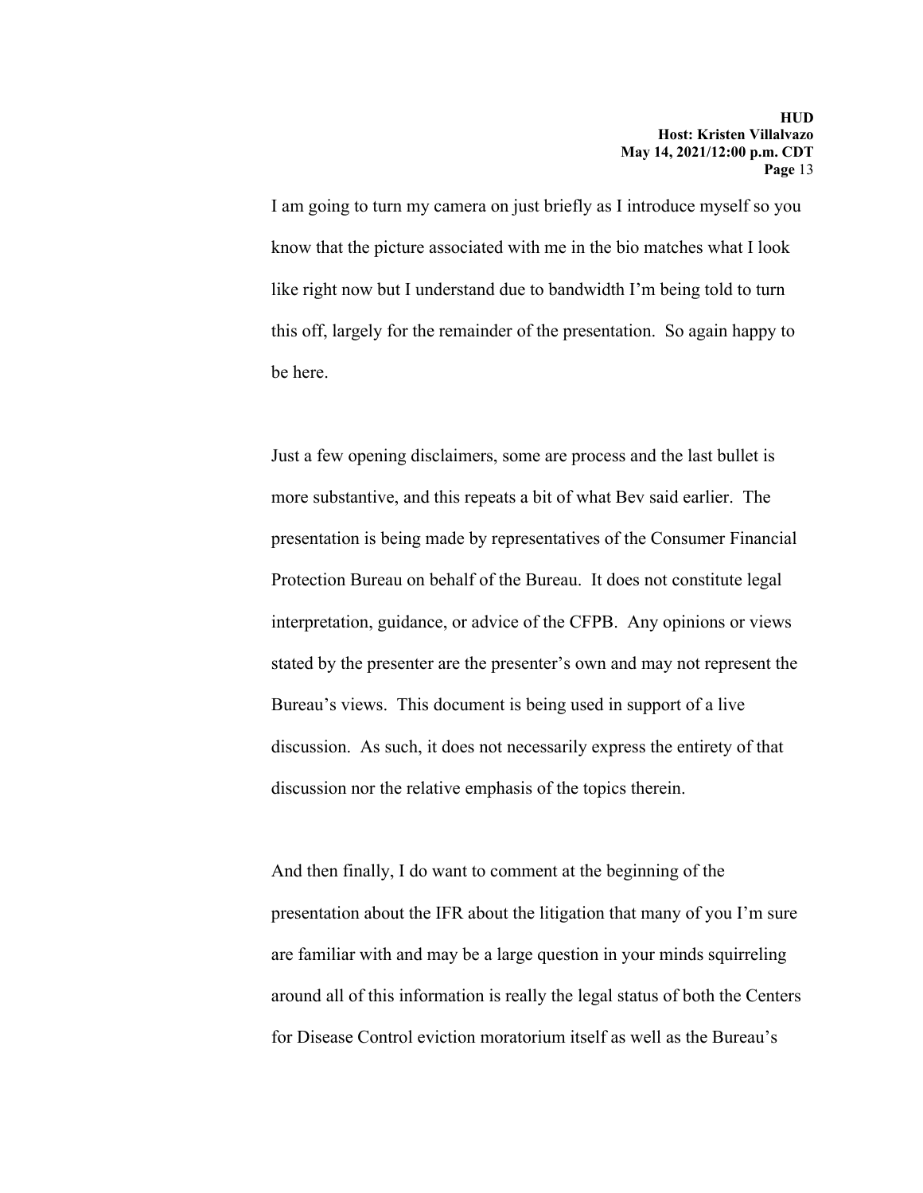I am going to turn my camera on just briefly as I introduce myself so you know that the picture associated with me in the bio matches what I look like right now but I understand due to bandwidth I'm being told to turn this off, largely for the remainder of the presentation. So again happy to be here.

Just a few opening disclaimers, some are process and the last bullet is more substantive, and this repeats a bit of what Bev said earlier. The presentation is being made by representatives of the Consumer Financial Protection Bureau on behalf of the Bureau. It does not constitute legal interpretation, guidance, or advice of the CFPB. Any opinions or views stated by the presenter are the presenter's own and may not represent the Bureau's views. This document is being used in support of a live discussion. As such, it does not necessarily express the entirety of that discussion nor the relative emphasis of the topics therein.

And then finally, I do want to comment at the beginning of the presentation about the IFR about the litigation that many of you I'm sure are familiar with and may be a large question in your minds squirreling around all of this information is really the legal status of both the Centers for Disease Control eviction moratorium itself as well as the Bureau's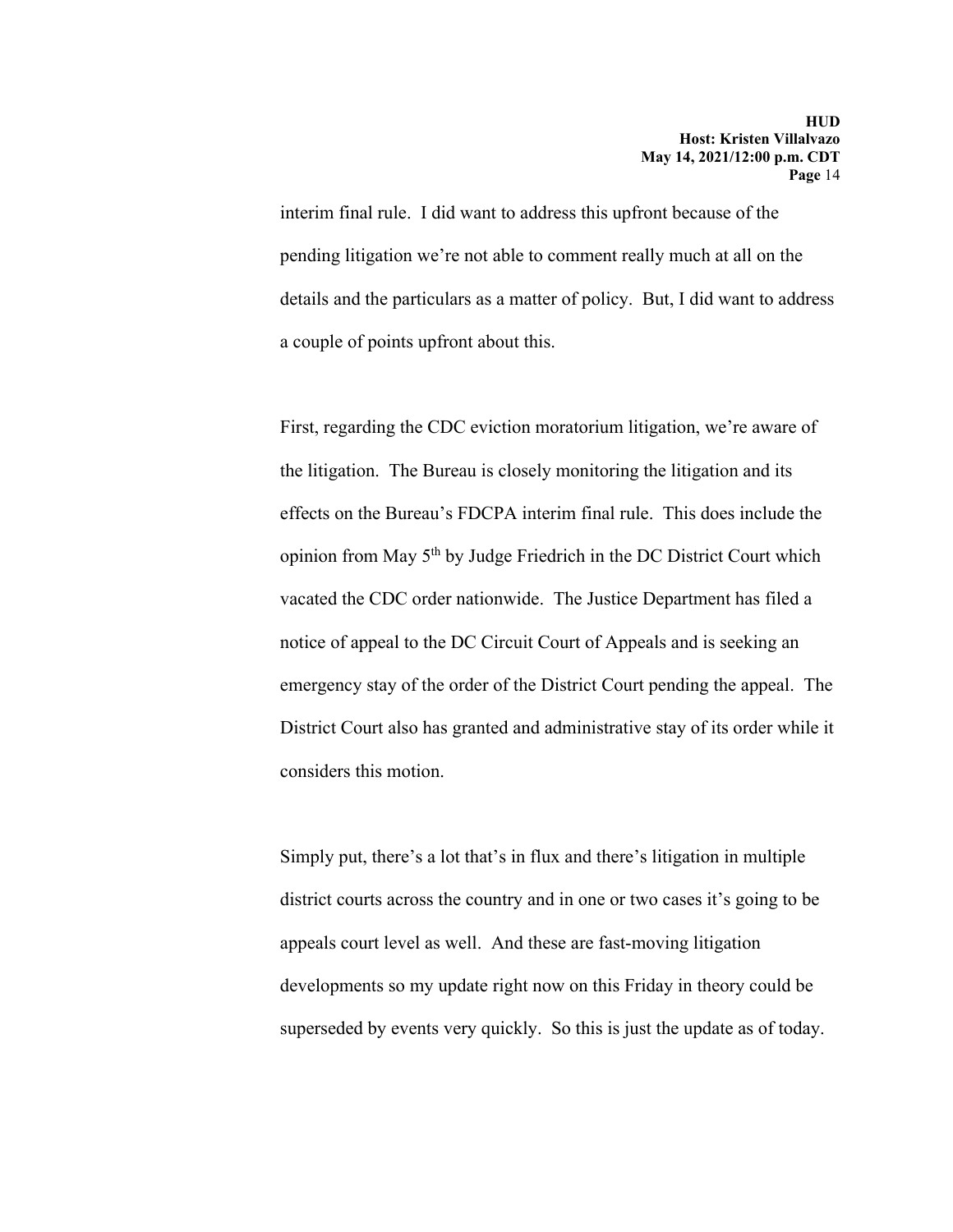interim final rule. I did want to address this upfront because of the pending litigation we're not able to comment really much at all on the details and the particulars as a matter of policy. But, I did want to address a couple of points upfront about this.

First, regarding the CDC eviction moratorium litigation, we're aware of the litigation. The Bureau is closely monitoring the litigation and its effects on the Bureau's FDCPA interim final rule. This does include the opinion from May 5th by Judge Friedrich in the DC District Court which vacated the CDC order nationwide. The Justice Department has filed a notice of appeal to the DC Circuit Court of Appeals and is seeking an emergency stay of the order of the District Court pending the appeal. The District Court also has granted and administrative stay of its order while it considers this motion.

Simply put, there's a lot that's in flux and there's litigation in multiple district courts across the country and in one or two cases it's going to be appeals court level as well. And these are fast-moving litigation developments so my update right now on this Friday in theory could be superseded by events very quickly. So this is just the update as of today.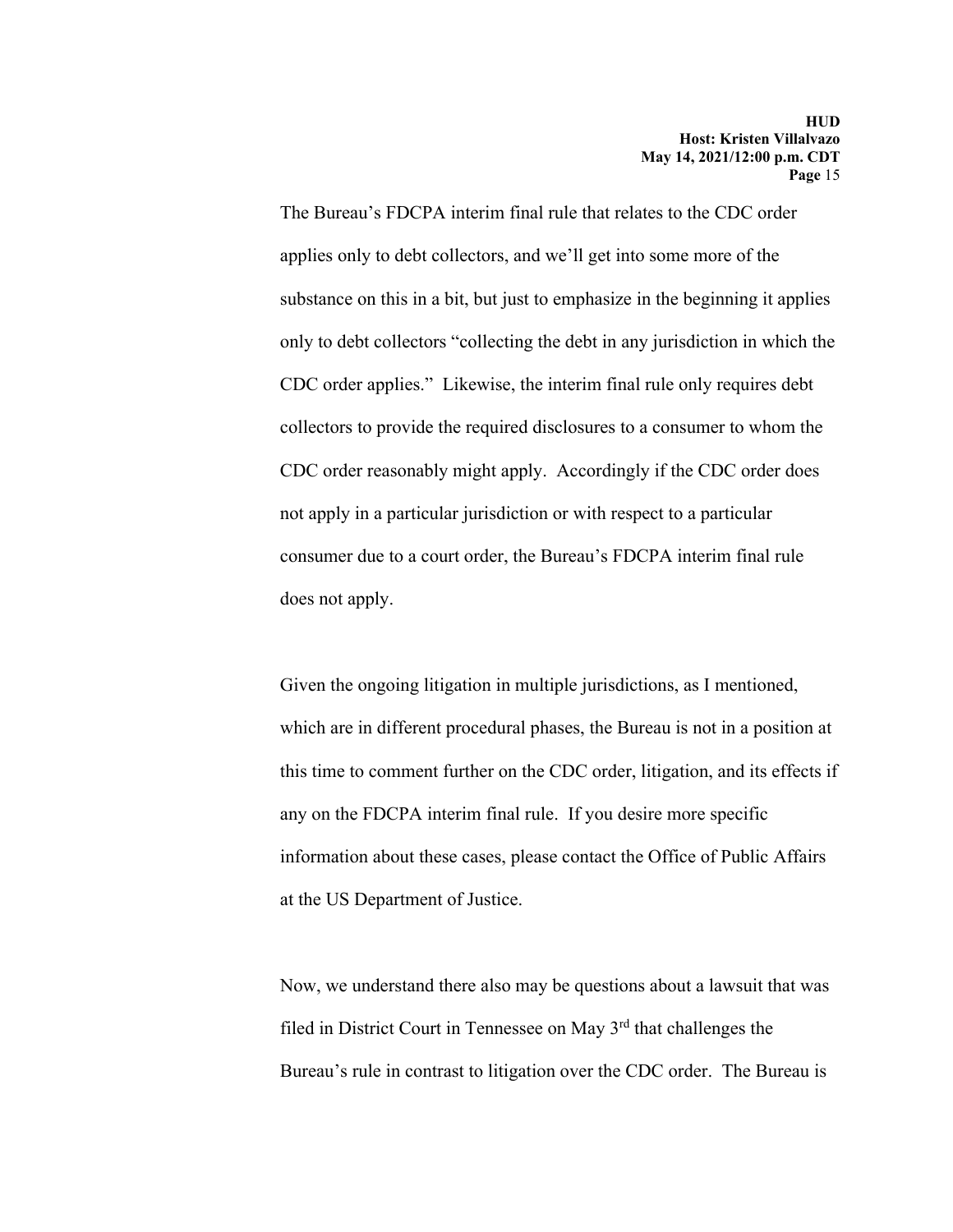The Bureau's FDCPA interim final rule that relates to the CDC order applies only to debt collectors, and we'll get into some more of the substance on this in a bit, but just to emphasize in the beginning it applies only to debt collectors "collecting the debt in any jurisdiction in which the CDC order applies." Likewise, the interim final rule only requires debt collectors to provide the required disclosures to a consumer to whom the CDC order reasonably might apply. Accordingly if the CDC order does not apply in a particular jurisdiction or with respect to a particular consumer due to a court order, the Bureau's FDCPA interim final rule does not apply.

Given the ongoing litigation in multiple jurisdictions, as I mentioned, which are in different procedural phases, the Bureau is not in a position at this time to comment further on the CDC order, litigation, and its effects if any on the FDCPA interim final rule. If you desire more specific information about these cases, please contact the Office of Public Affairs at the US Department of Justice.

Now, we understand there also may be questions about a lawsuit that was filed in District Court in Tennessee on May 3rd that challenges the Bureau's rule in contrast to litigation over the CDC order. The Bureau is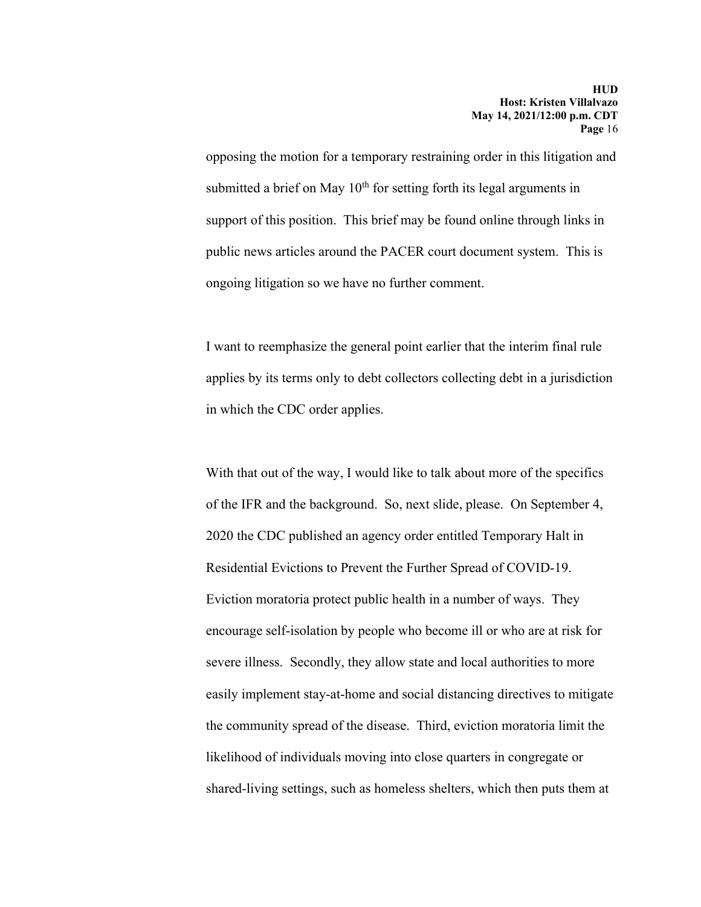opposing the motion for a temporary restraining order in this litigation and submitted a brief on May 10th for setting forth its legal arguments in support of this position. This brief may be found online through links in public news articles around the PACER court document system. This is ongoing litigation so we have no further comment.

I want to reemphasize the general point earlier that the interim final rule applies by its terms only to debt collectors collecting debt in a jurisdiction in which the CDC order applies.

With that out of the way, I would like to talk about more of the specifics of the IFR and the background. So, next slide, please. On September 4, 2020 the CDC published an agency order entitled Temporary Halt in Residential Evictions to Prevent the Further Spread of COVID-19. Eviction moratoria protect public health in a number of ways. They encourage self-isolation by people who become ill or who are at risk for severe illness. Secondly, they allow state and local authorities to more easily implement stay-at-home and social distancing directives to mitigate the community spread of the disease. Third, eviction moratoria limit the likelihood of individuals moving into close quarters in congregate or shared-living settings, such as homeless shelters, which then puts them at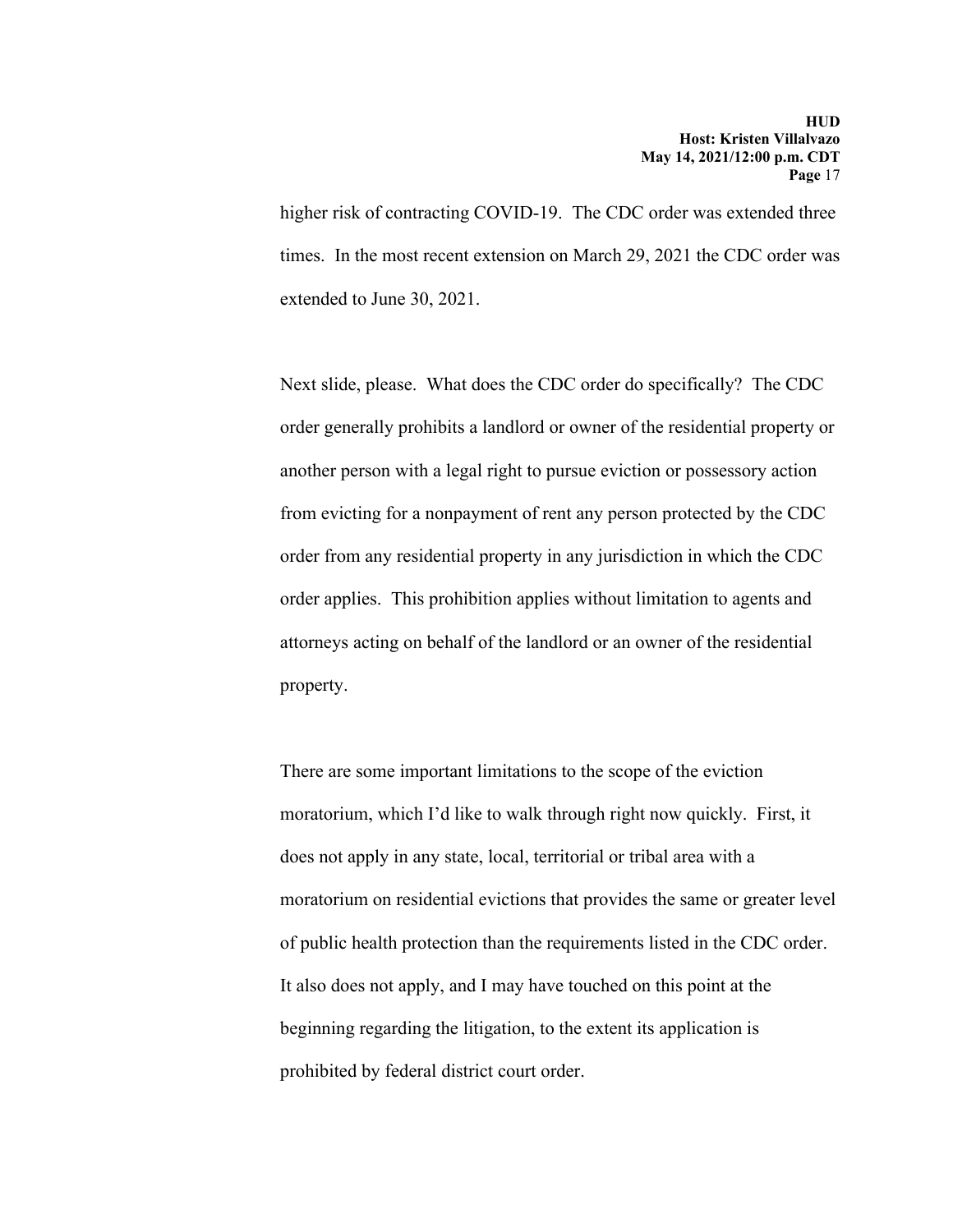higher risk of contracting COVID-19. The CDC order was extended three times. In the most recent extension on March 29, 2021 the CDC order was extended to June 30, 2021.

Next slide, please. What does the CDC order do specifically? The CDC order generally prohibits a landlord or owner of the residential property or another person with a legal right to pursue eviction or possessory action from evicting for a nonpayment of rent any person protected by the CDC order from any residential property in any jurisdiction in which the CDC order applies. This prohibition applies without limitation to agents and attorneys acting on behalf of the landlord or an owner of the residential property.

There are some important limitations to the scope of the eviction moratorium, which I'd like to walk through right now quickly. First, it does not apply in any state, local, territorial or tribal area with a moratorium on residential evictions that provides the same or greater level of public health protection than the requirements listed in the CDC order. It also does not apply, and I may have touched on this point at the beginning regarding the litigation, to the extent its application is prohibited by federal district court order.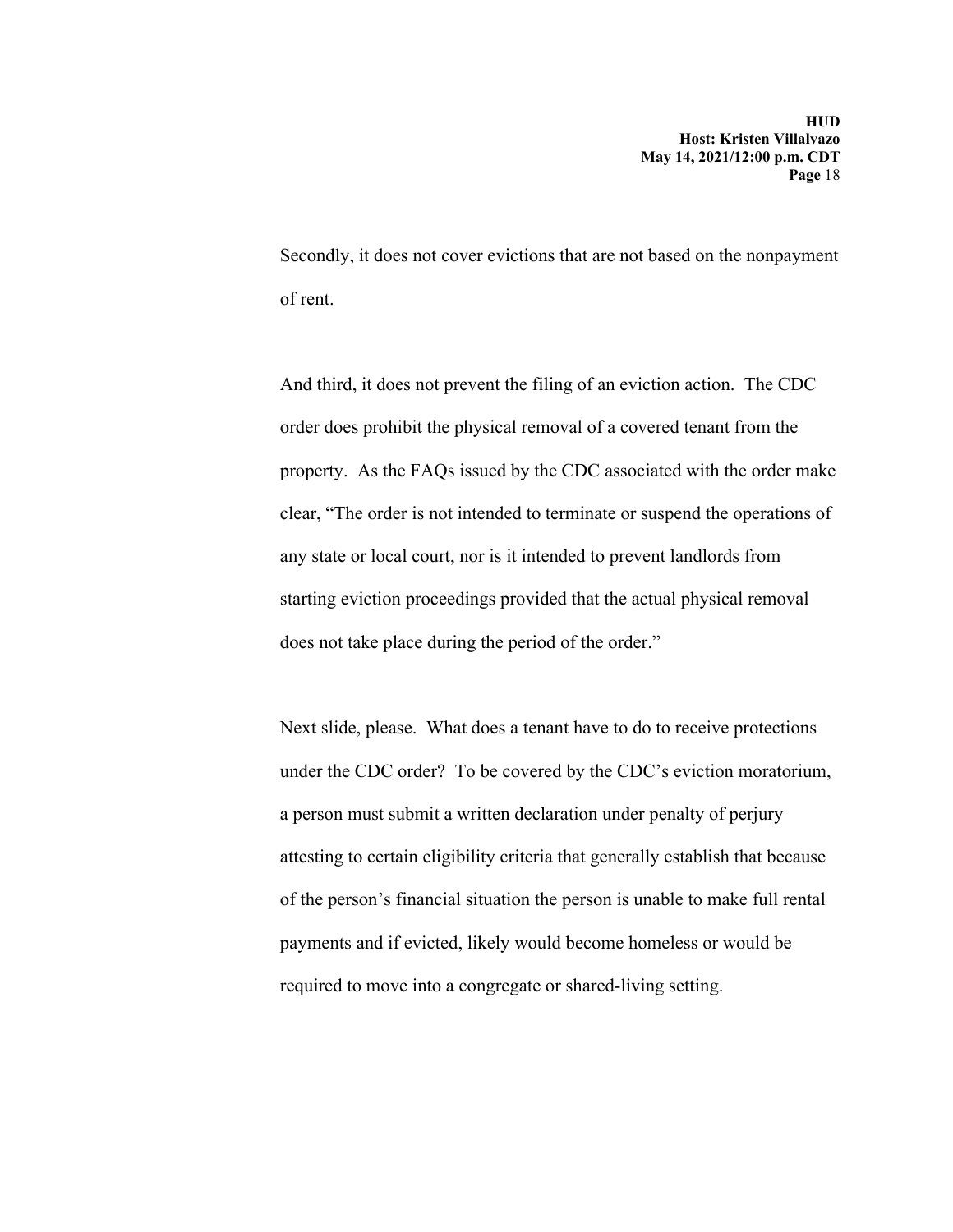Secondly, it does not cover evictions that are not based on the nonpayment of rent.

And third, it does not prevent the filing of an eviction action. The CDC order does prohibit the physical removal of a covered tenant from the property. As the FAQs issued by the CDC associated with the order make clear, "The order is not intended to terminate or suspend the operations of any state or local court, nor is it intended to prevent landlords from starting eviction proceedings provided that the actual physical removal does not take place during the period of the order."

Next slide, please. What does a tenant have to do to receive protections under the CDC order? To be covered by the CDC's eviction moratorium, a person must submit a written declaration under penalty of perjury attesting to certain eligibility criteria that generally establish that because of the person's financial situation the person is unable to make full rental payments and if evicted, likely would become homeless or would be required to move into a congregate or shared-living setting.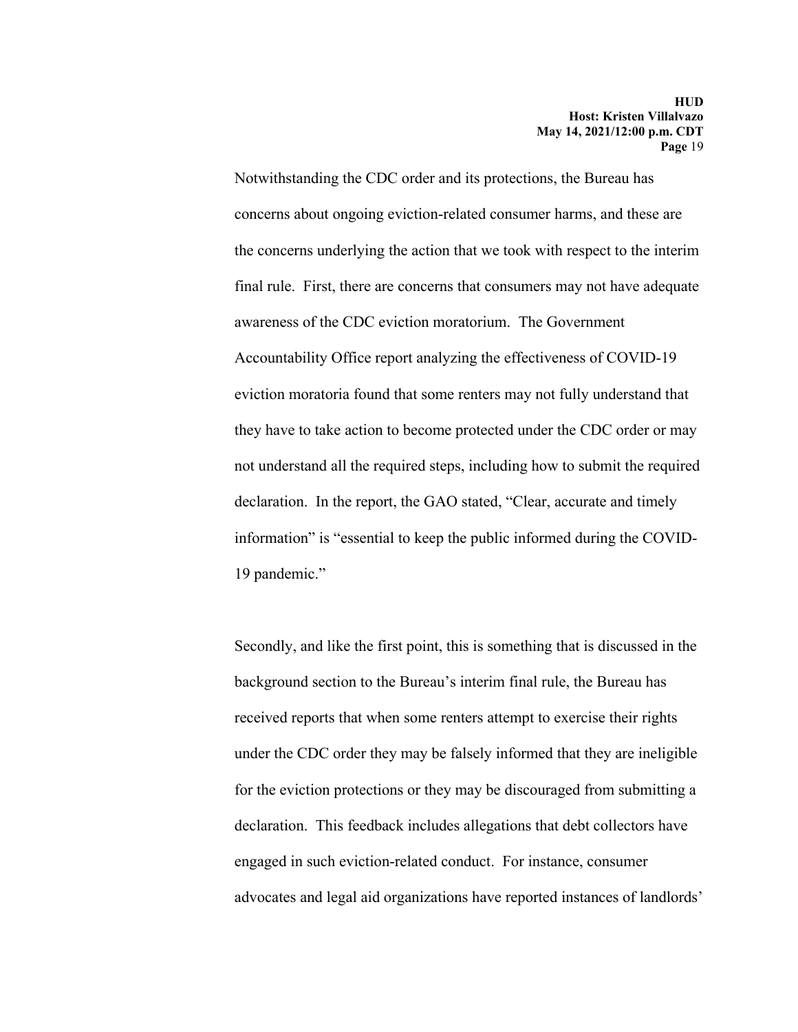Notwithstanding the CDC order and its protections, the Bureau has concerns about ongoing eviction-related consumer harms, and these are the concerns underlying the action that we took with respect to the interim final rule. First, there are concerns that consumers may not have adequate awareness of the CDC eviction moratorium. The Government Accountability Office report analyzing the effectiveness of COVID-19 eviction moratoria found that some renters may not fully understand that they have to take action to become protected under the CDC order or may not understand all the required steps, including how to submit the required declaration. In the report, the GAO stated, "Clear, accurate and timely information" is "essential to keep the public informed during the COVID-19 pandemic."

Secondly, and like the first point, this is something that is discussed in the background section to the Bureau's interim final rule, the Bureau has received reports that when some renters attempt to exercise their rights under the CDC order they may be falsely informed that they are ineligible for the eviction protections or they may be discouraged from submitting a declaration. This feedback includes allegations that debt collectors have engaged in such eviction-related conduct. For instance, consumer advocates and legal aid organizations have reported instances of landlords'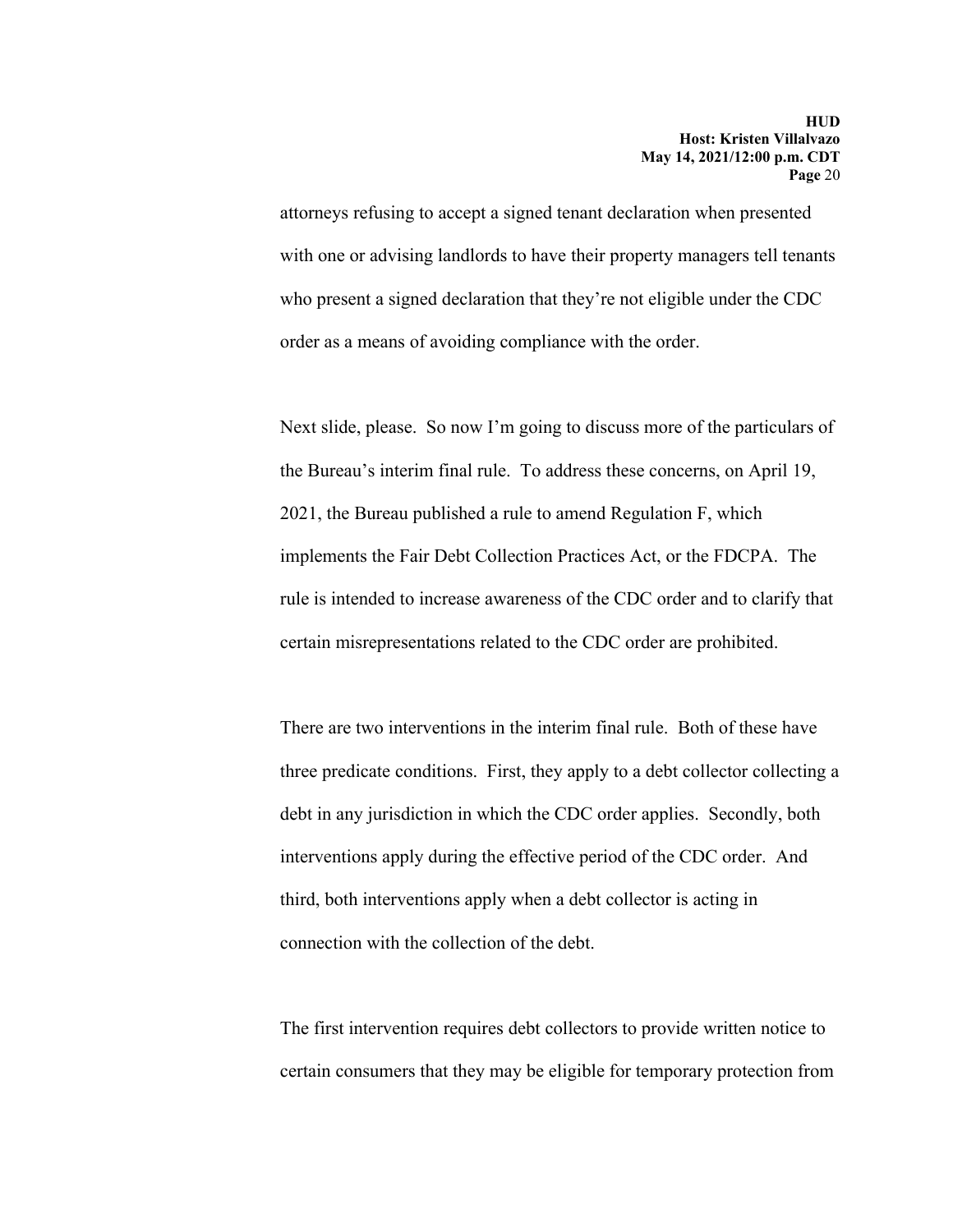attorneys refusing to accept a signed tenant declaration when presented with one or advising landlords to have their property managers tell tenants who present a signed declaration that they're not eligible under the CDC order as a means of avoiding compliance with the order.

Next slide, please. So now I'm going to discuss more of the particulars of the Bureau's interim final rule. To address these concerns, on April 19, 2021, the Bureau published a rule to amend Regulation F, which implements the Fair Debt Collection Practices Act, or the FDCPA. The rule is intended to increase awareness of the CDC order and to clarify that certain misrepresentations related to the CDC order are prohibited.

There are two interventions in the interim final rule. Both of these have three predicate conditions. First, they apply to a debt collector collecting a debt in any jurisdiction in which the CDC order applies. Secondly, both interventions apply during the effective period of the CDC order. And third, both interventions apply when a debt collector is acting in connection with the collection of the debt.

The first intervention requires debt collectors to provide written notice to certain consumers that they may be eligible for temporary protection from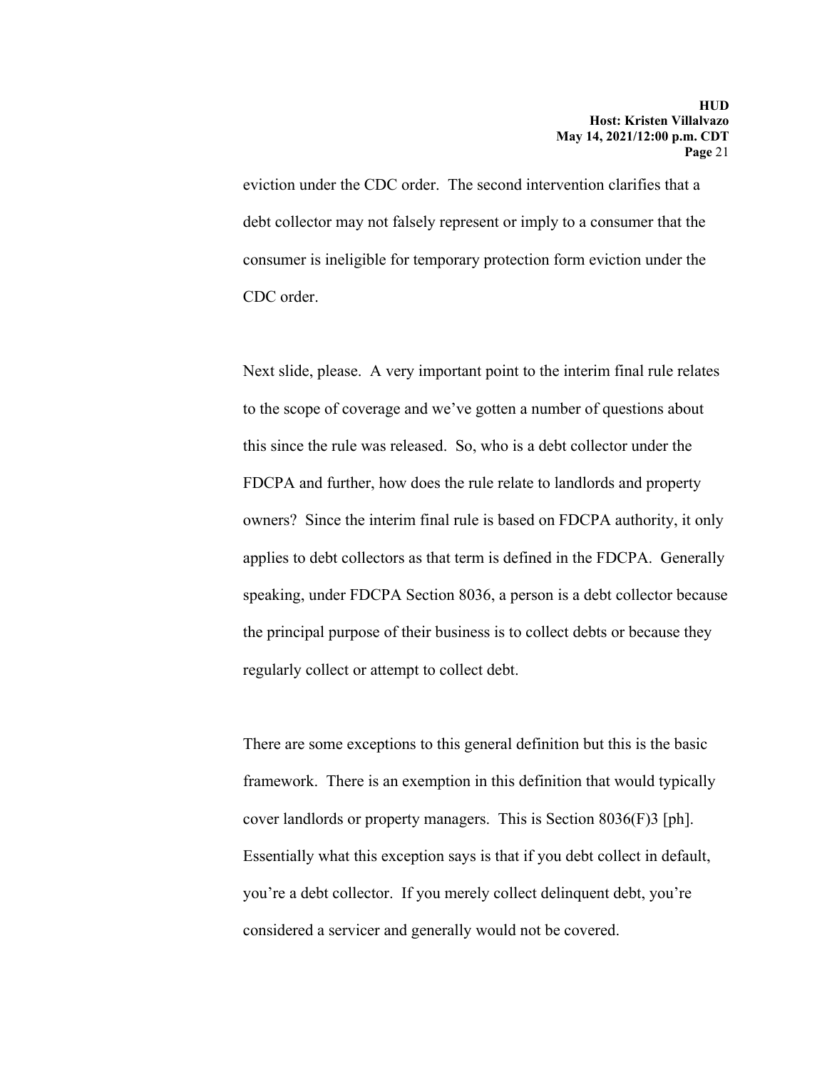eviction under the CDC order. The second intervention clarifies that a debt collector may not falsely represent or imply to a consumer that the consumer is ineligible for temporary protection form eviction under the CDC order.

Next slide, please. A very important point to the interim final rule relates to the scope of coverage and we've gotten a number of questions about this since the rule was released. So, who is a debt collector under the FDCPA and further, how does the rule relate to landlords and property owners? Since the interim final rule is based on FDCPA authority, it only applies to debt collectors as that term is defined in the FDCPA. Generally speaking, under FDCPA Section 8036, a person is a debt collector because the principal purpose of their business is to collect debts or because they regularly collect or attempt to collect debt.

There are some exceptions to this general definition but this is the basic framework. There is an exemption in this definition that would typically cover landlords or property managers. This is Section 8036(F)3 [ph]. Essentially what this exception says is that if you debt collect in default, you're a debt collector. If you merely collect delinquent debt, you're considered a servicer and generally would not be covered.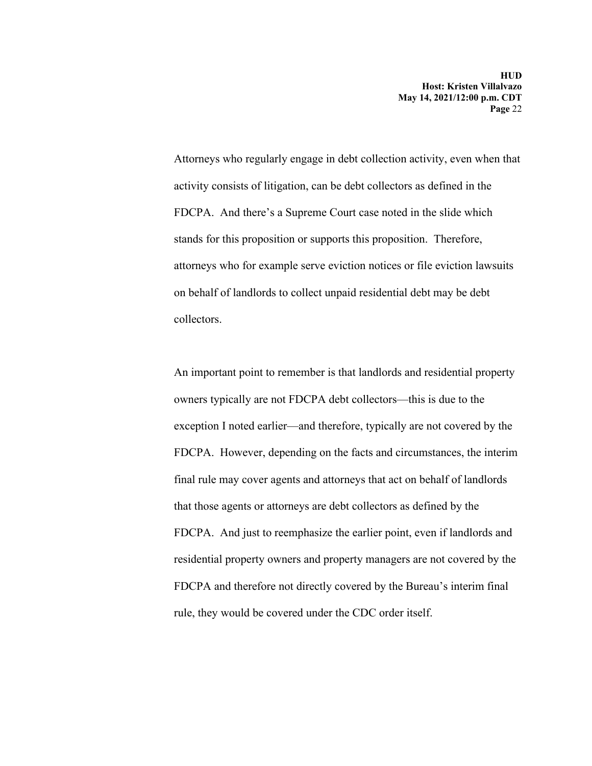Attorneys who regularly engage in debt collection activity, even when that activity consists of litigation, can be debt collectors as defined in the FDCPA. And there's a Supreme Court case noted in the slide which stands for this proposition or supports this proposition. Therefore, attorneys who for example serve eviction notices or file eviction lawsuits on behalf of landlords to collect unpaid residential debt may be debt collectors.

An important point to remember is that landlords and residential property owners typically are not FDCPA debt collectors—this is due to the exception I noted earlier—and therefore, typically are not covered by the FDCPA. However, depending on the facts and circumstances, the interim final rule may cover agents and attorneys that act on behalf of landlords that those agents or attorneys are debt collectors as defined by the FDCPA. And just to reemphasize the earlier point, even if landlords and residential property owners and property managers are not covered by the FDCPA and therefore not directly covered by the Bureau's interim final rule, they would be covered under the CDC order itself.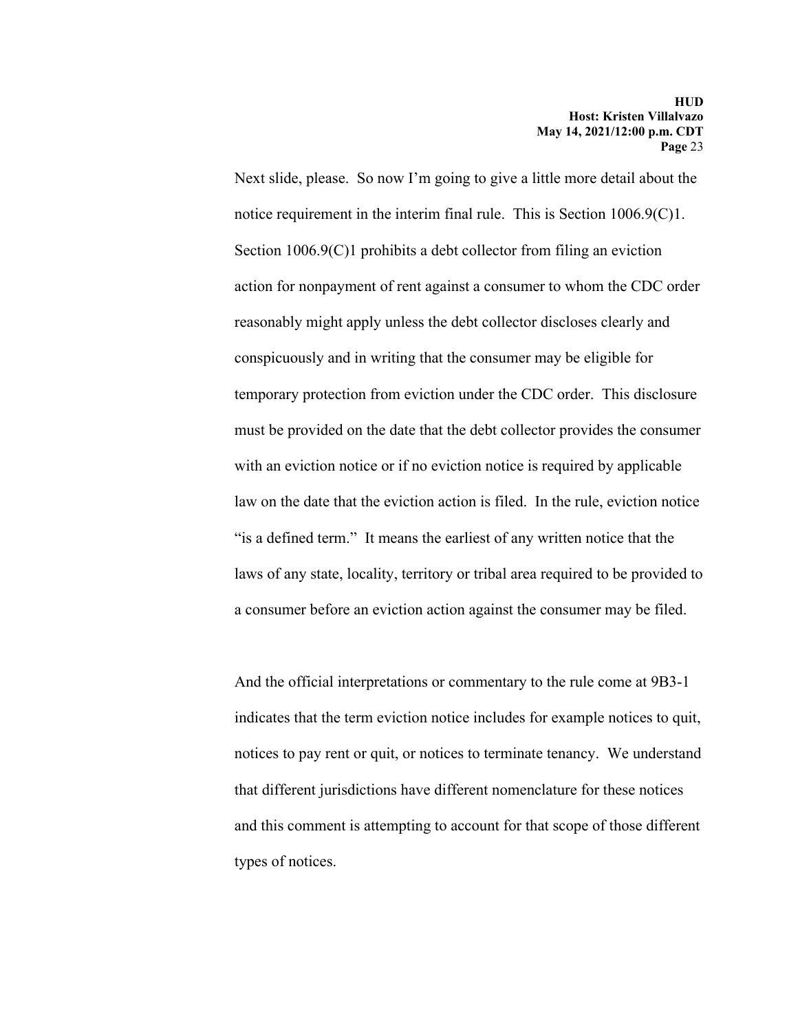Next slide, please. So now I'm going to give a little more detail about the notice requirement in the interim final rule. This is Section 1006.9(C)1. Section 1006.9(C)1 prohibits a debt collector from filing an eviction action for nonpayment of rent against a consumer to whom the CDC order reasonably might apply unless the debt collector discloses clearly and conspicuously and in writing that the consumer may be eligible for temporary protection from eviction under the CDC order. This disclosure must be provided on the date that the debt collector provides the consumer with an eviction notice or if no eviction notice is required by applicable law on the date that the eviction action is filed. In the rule, eviction notice "is a defined term." It means the earliest of any written notice that the laws of any state, locality, territory or tribal area required to be provided to a consumer before an eviction action against the consumer may be filed.

And the official interpretations or commentary to the rule come at 9B3-1 indicates that the term eviction notice includes for example notices to quit, notices to pay rent or quit, or notices to terminate tenancy. We understand that different jurisdictions have different nomenclature for these notices and this comment is attempting to account for that scope of those different types of notices.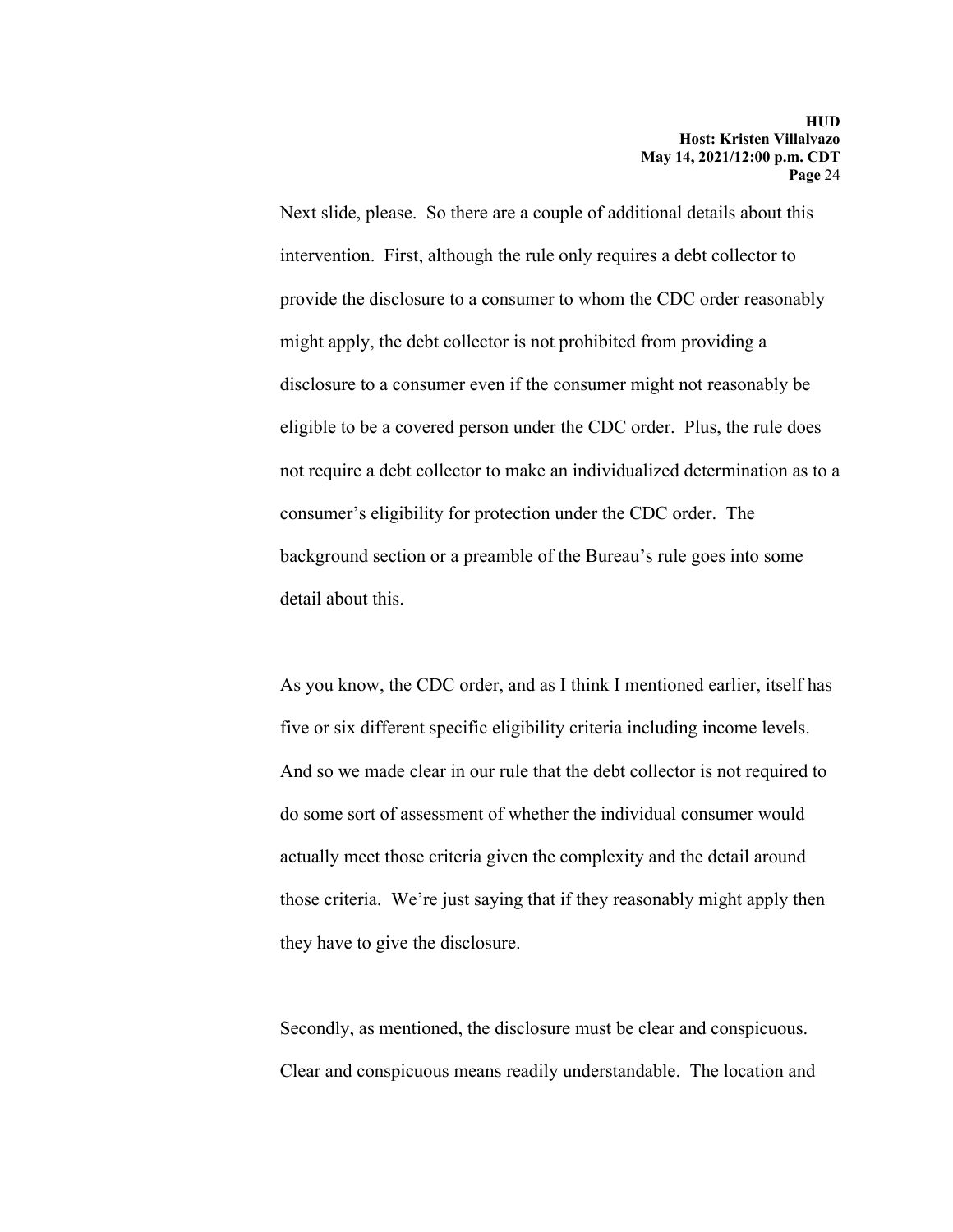Next slide, please. So there are a couple of additional details about this intervention. First, although the rule only requires a debt collector to provide the disclosure to a consumer to whom the CDC order reasonably might apply, the debt collector is not prohibited from providing a disclosure to a consumer even if the consumer might not reasonably be eligible to be a covered person under the CDC order. Plus, the rule does not require a debt collector to make an individualized determination as to a consumer's eligibility for protection under the CDC order. The background section or a preamble of the Bureau's rule goes into some detail about this.

As you know, the CDC order, and as I think I mentioned earlier, itself has five or six different specific eligibility criteria including income levels. And so we made clear in our rule that the debt collector is not required to do some sort of assessment of whether the individual consumer would actually meet those criteria given the complexity and the detail around those criteria. We're just saying that if they reasonably might apply then they have to give the disclosure.

Secondly, as mentioned, the disclosure must be clear and conspicuous. Clear and conspicuous means readily understandable. The location and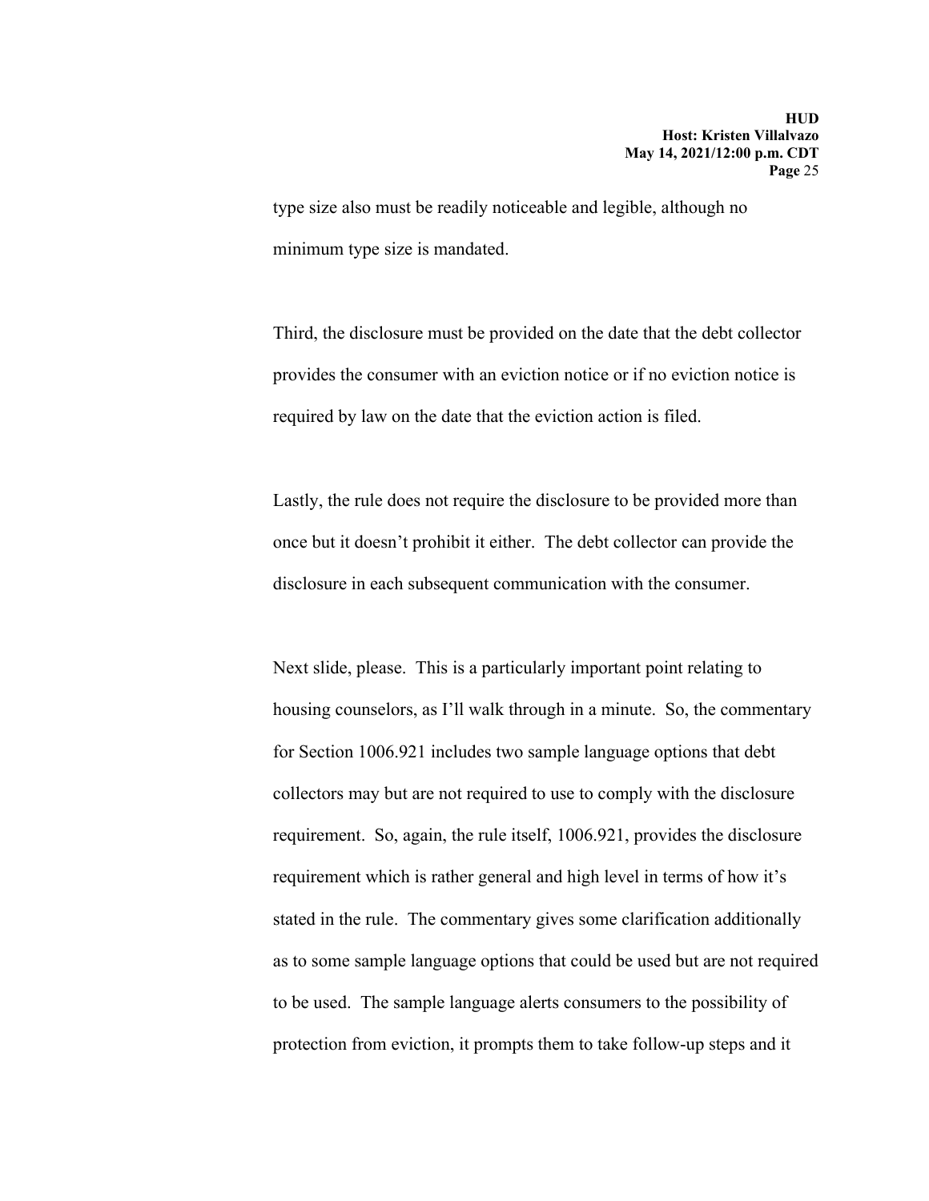type size also must be readily noticeable and legible, although no minimum type size is mandated.

Third, the disclosure must be provided on the date that the debt collector provides the consumer with an eviction notice or if no eviction notice is required by law on the date that the eviction action is filed.

Lastly, the rule does not require the disclosure to be provided more than once but it doesn't prohibit it either. The debt collector can provide the disclosure in each subsequent communication with the consumer.

Next slide, please. This is a particularly important point relating to housing counselors, as I'll walk through in a minute. So, the commentary for Section 1006.921 includes two sample language options that debt collectors may but are not required to use to comply with the disclosure requirement. So, again, the rule itself, 1006.921, provides the disclosure requirement which is rather general and high level in terms of how it's stated in the rule. The commentary gives some clarification additionally as to some sample language options that could be used but are not required to be used. The sample language alerts consumers to the possibility of protection from eviction, it prompts them to take follow-up steps and it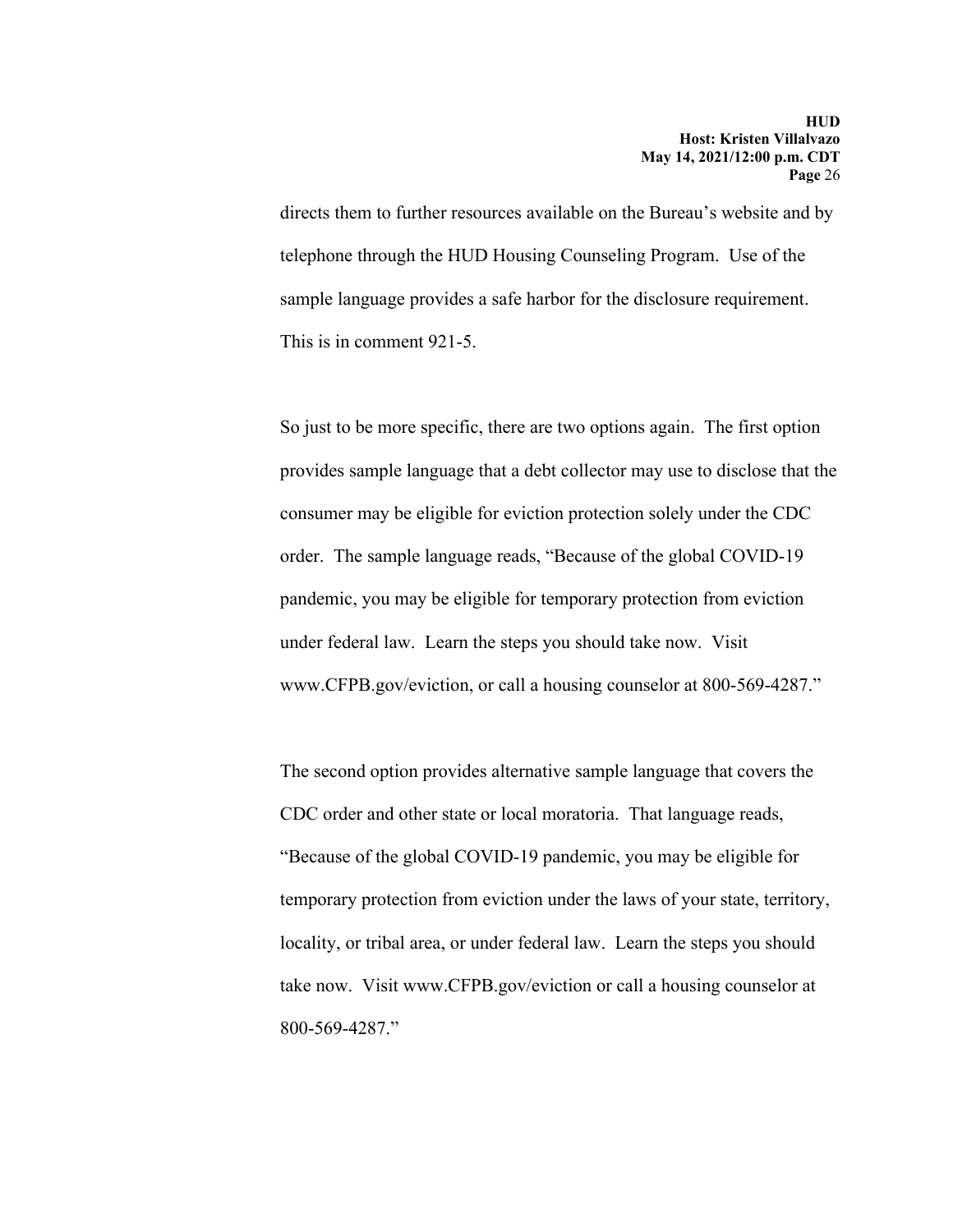directs them to further resources available on the Bureau's website and by telephone through the HUD Housing Counseling Program. Use of the sample language provides a safe harbor for the disclosure requirement. This is in comment 921-5.

So just to be more specific, there are two options again. The first option provides sample language that a debt collector may use to disclose that the consumer may be eligible for eviction protection solely under the CDC order. The sample language reads, "Because of the global COVID-19 pandemic, you may be eligible for temporary protection from eviction under federal law. Learn the steps you should take now. Visit www.CFPB.gov/eviction, or call a housing counselor at 800-569-4287."

The second option provides alternative sample language that covers the CDC order and other state or local moratoria. That language reads, "Because of the global COVID-19 pandemic, you may be eligible for temporary protection from eviction under the laws of your state, territory, locality, or tribal area, or under federal law. Learn the steps you should take now. Visit www.CFPB.gov/eviction or call a housing counselor at 800-569-4287."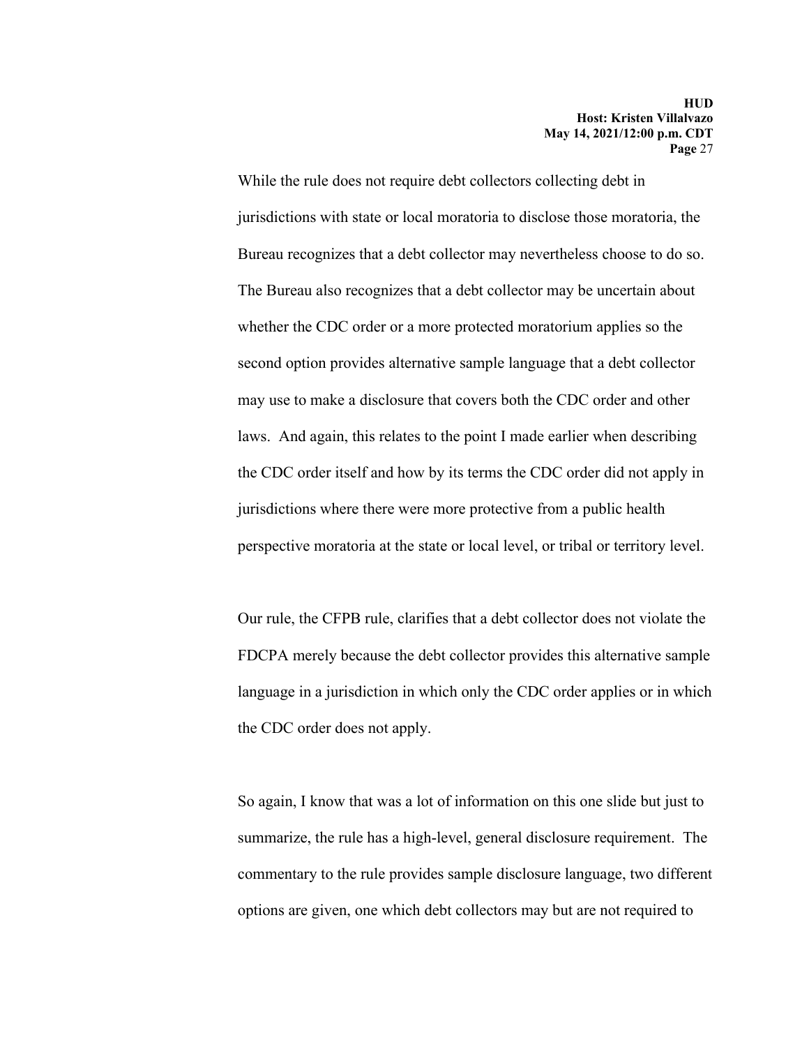While the rule does not require debt collectors collecting debt in jurisdictions with state or local moratoria to disclose those moratoria, the Bureau recognizes that a debt collector may nevertheless choose to do so. The Bureau also recognizes that a debt collector may be uncertain about whether the CDC order or a more protected moratorium applies so the second option provides alternative sample language that a debt collector may use to make a disclosure that covers both the CDC order and other laws. And again, this relates to the point I made earlier when describing the CDC order itself and how by its terms the CDC order did not apply in jurisdictions where there were more protective from a public health perspective moratoria at the state or local level, or tribal or territory level.

Our rule, the CFPB rule, clarifies that a debt collector does not violate the FDCPA merely because the debt collector provides this alternative sample language in a jurisdiction in which only the CDC order applies or in which the CDC order does not apply.

So again, I know that was a lot of information on this one slide but just to summarize, the rule has a high-level, general disclosure requirement. The commentary to the rule provides sample disclosure language, two different options are given, one which debt collectors may but are not required to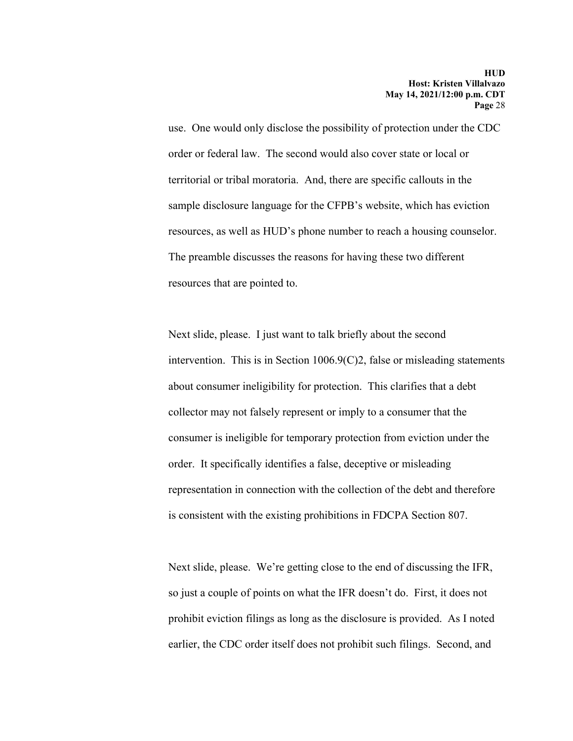use. One would only disclose the possibility of protection under the CDC order or federal law. The second would also cover state or local or territorial or tribal moratoria. And, there are specific callouts in the sample disclosure language for the CFPB's website, which has eviction resources, as well as HUD's phone number to reach a housing counselor. The preamble discusses the reasons for having these two different resources that are pointed to.

Next slide, please. I just want to talk briefly about the second intervention. This is in Section 1006.9(C)2, false or misleading statements about consumer ineligibility for protection. This clarifies that a debt collector may not falsely represent or imply to a consumer that the consumer is ineligible for temporary protection from eviction under the order. It specifically identifies a false, deceptive or misleading representation in connection with the collection of the debt and therefore is consistent with the existing prohibitions in FDCPA Section 807.

Next slide, please. We're getting close to the end of discussing the IFR, so just a couple of points on what the IFR doesn't do. First, it does not prohibit eviction filings as long as the disclosure is provided. As I noted earlier, the CDC order itself does not prohibit such filings. Second, and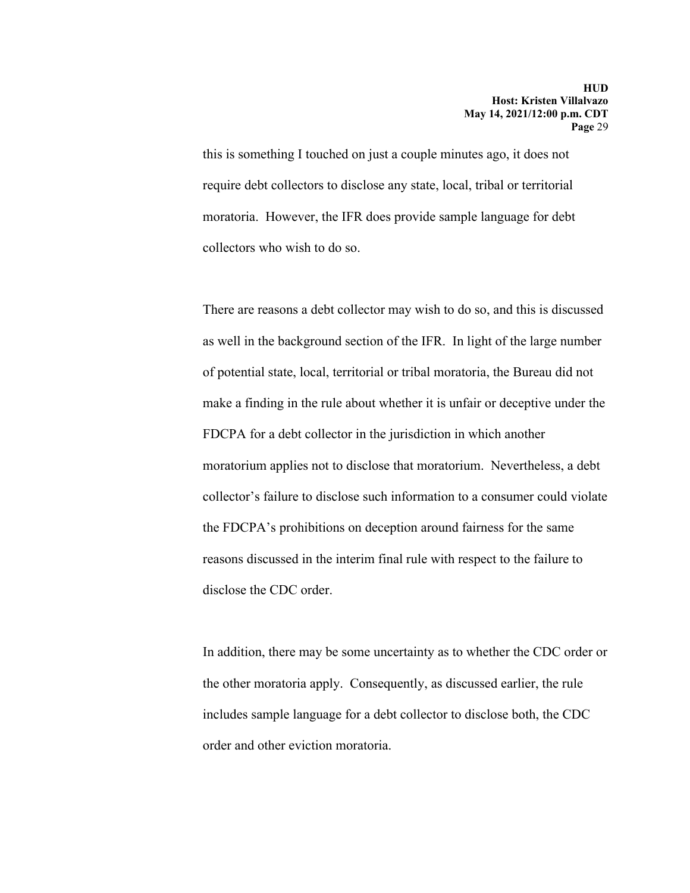this is something I touched on just a couple minutes ago, it does not require debt collectors to disclose any state, local, tribal or territorial moratoria. However, the IFR does provide sample language for debt collectors who wish to do so.

There are reasons a debt collector may wish to do so, and this is discussed as well in the background section of the IFR. In light of the large number of potential state, local, territorial or tribal moratoria, the Bureau did not make a finding in the rule about whether it is unfair or deceptive under the FDCPA for a debt collector in the jurisdiction in which another moratorium applies not to disclose that moratorium. Nevertheless, a debt collector's failure to disclose such information to a consumer could violate the FDCPA's prohibitions on deception around fairness for the same reasons discussed in the interim final rule with respect to the failure to disclose the CDC order.

In addition, there may be some uncertainty as to whether the CDC order or the other moratoria apply. Consequently, as discussed earlier, the rule includes sample language for a debt collector to disclose both, the CDC order and other eviction moratoria.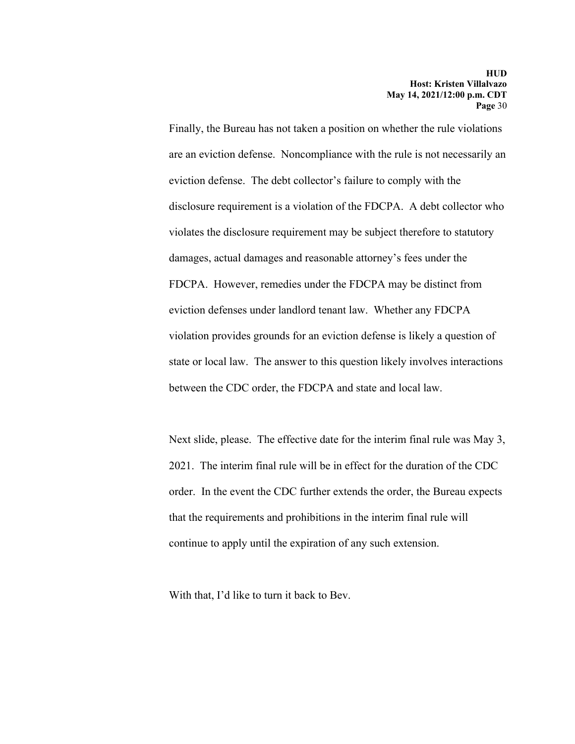Finally, the Bureau has not taken a position on whether the rule violations are an eviction defense. Noncompliance with the rule is not necessarily an eviction defense. The debt collector's failure to comply with the disclosure requirement is a violation of the FDCPA. A debt collector who violates the disclosure requirement may be subject therefore to statutory damages, actual damages and reasonable attorney's fees under the FDCPA. However, remedies under the FDCPA may be distinct from eviction defenses under landlord tenant law. Whether any FDCPA violation provides grounds for an eviction defense is likely a question of state or local law. The answer to this question likely involves interactions between the CDC order, the FDCPA and state and local law.

Next slide, please. The effective date for the interim final rule was May 3, 2021. The interim final rule will be in effect for the duration of the CDC order. In the event the CDC further extends the order, the Bureau expects that the requirements and prohibitions in the interim final rule will continue to apply until the expiration of any such extension.

With that, I'd like to turn it back to Bev.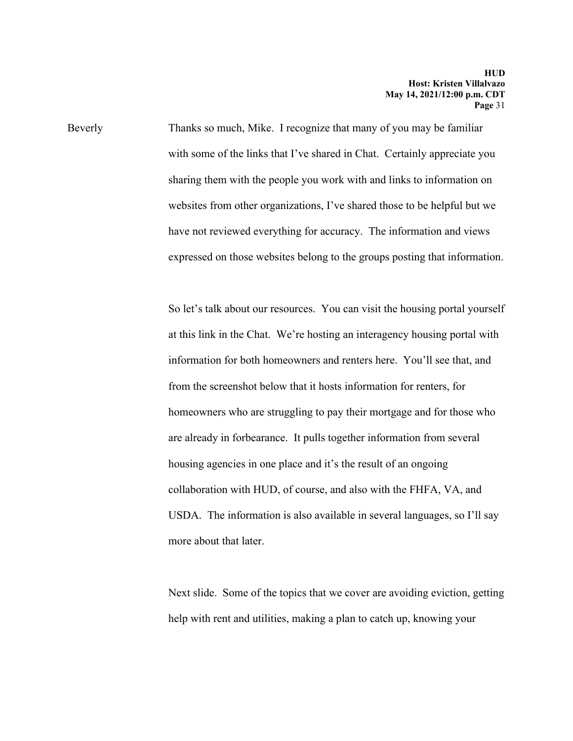Beverly Thanks so much, Mike. I recognize that many of you may be familiar with some of the links that I've shared in Chat. Certainly appreciate you sharing them with the people you work with and links to information on websites from other organizations, I've shared those to be helpful but we have not reviewed everything for accuracy. The information and views expressed on those websites belong to the groups posting that information.

So let's talk about our resources. You can visit the housing portal yourself at this link in the Chat. We're hosting an interagency housing portal with information for both homeowners and renters here. You'll see that, and from the screenshot below that it hosts information for renters, for homeowners who are struggling to pay their mortgage and for those who are already in forbearance. It pulls together information from several housing agencies in one place and it's the result of an ongoing collaboration with HUD, of course, and also with the FHFA, VA, and USDA. The information is also available in several languages, so I'll say more about that later.

Next slide. Some of the topics that we cover are avoiding eviction, getting help with rent and utilities, making a plan to catch up, knowing your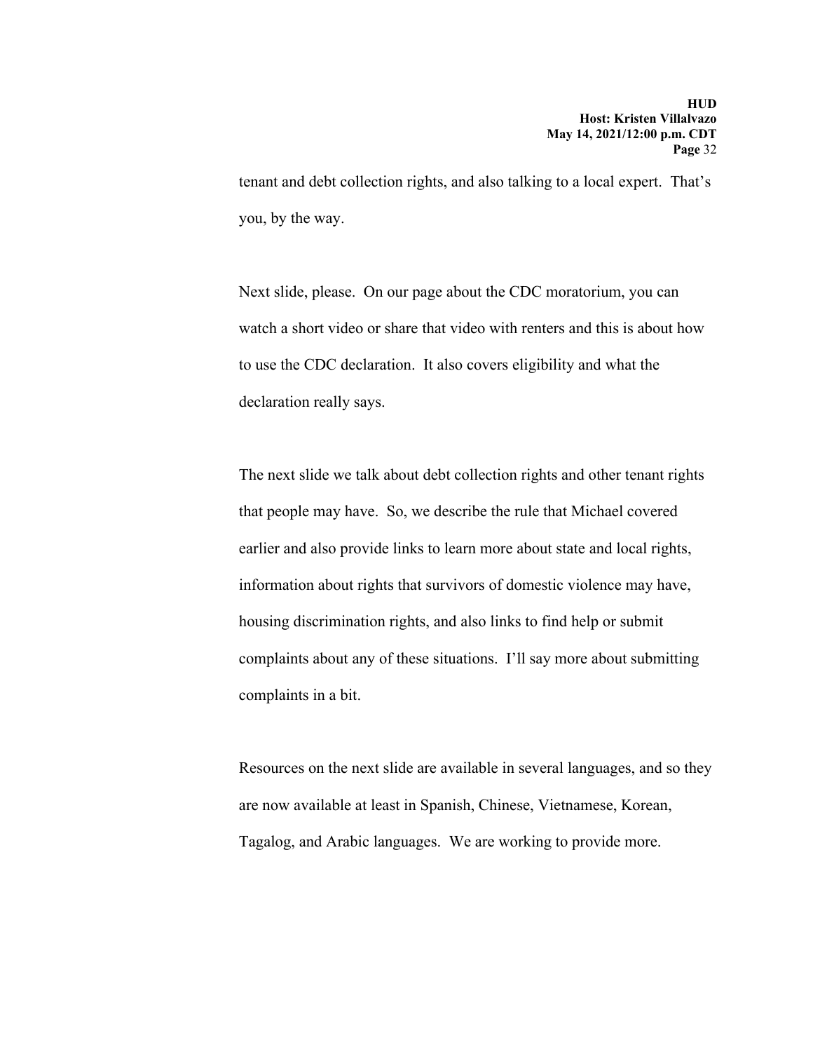tenant and debt collection rights, and also talking to a local expert. That's you, by the way.

Next slide, please. On our page about the CDC moratorium, you can watch a short video or share that video with renters and this is about how to use the CDC declaration. It also covers eligibility and what the declaration really says.

The next slide we talk about debt collection rights and other tenant rights that people may have. So, we describe the rule that Michael covered earlier and also provide links to learn more about state and local rights, information about rights that survivors of domestic violence may have, housing discrimination rights, and also links to find help or submit complaints about any of these situations. I'll say more about submitting complaints in a bit.

Resources on the next slide are available in several languages, and so they are now available at least in Spanish, Chinese, Vietnamese, Korean, Tagalog, and Arabic languages. We are working to provide more.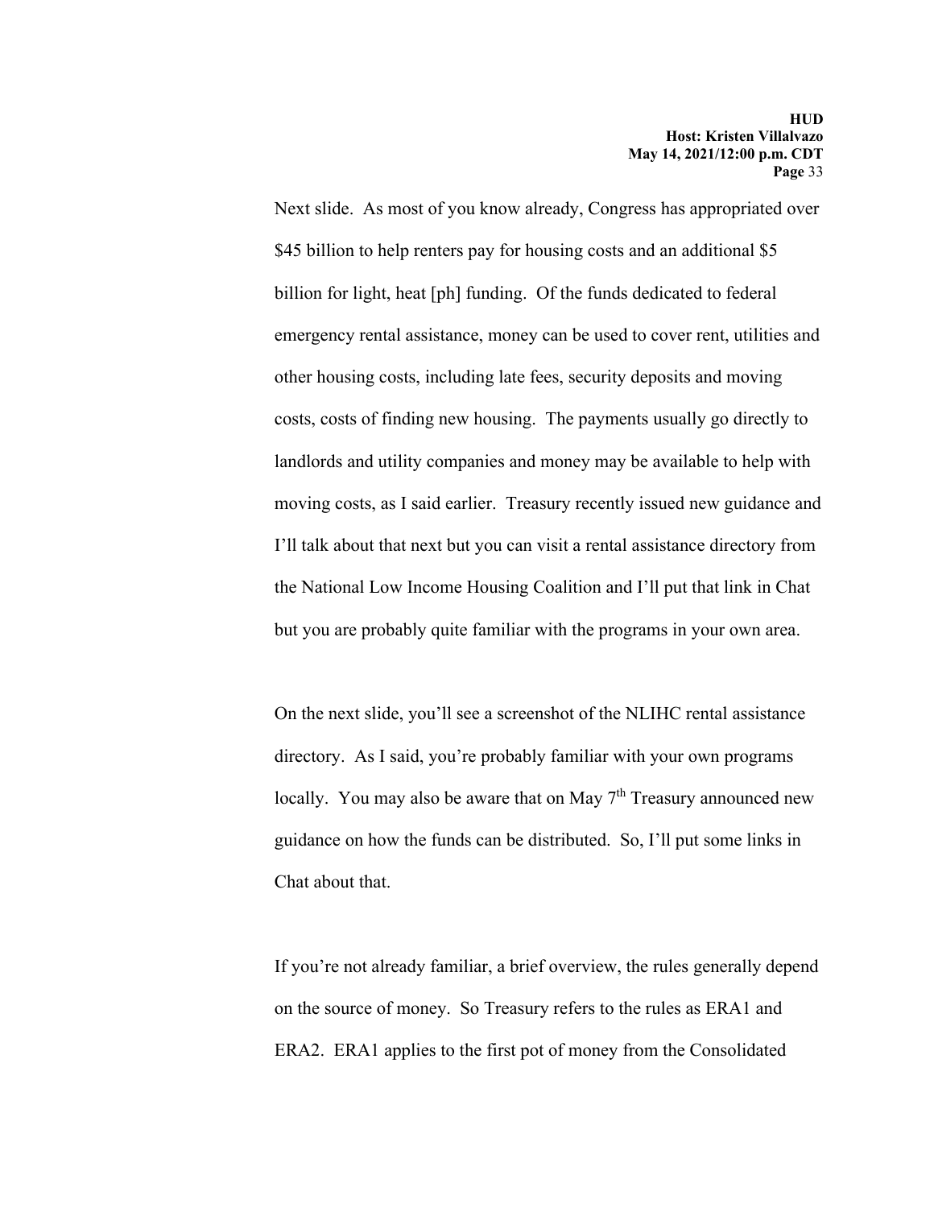Next slide. As most of you know already, Congress has appropriated over $45 billion to help renters pay for housing costs and an additional $5 billion for light, heat [ph] funding. Of the funds dedicated to federal emergency rental assistance, money can be used to cover rent, utilities and other housing costs, including late fees, security deposits and moving costs, costs of finding new housing. The payments usually go directly to landlords and utility companies and money may be available to help with moving costs, as I said earlier. Treasury recently issued new guidance and I'll talk about that next but you can visit a rental assistance directory from the National Low Income Housing Coalition and I'll put that link in Chat but you are probably quite familiar with the programs in your own area.

On the next slide, you'll see a screenshot of the NLIHC rental assistance directory. As I said, you're probably familiar with your own programs locally. You may also be aware that on May 7th Treasury announced new guidance on how the funds can be distributed. So, I'll put some links in Chat about that.

If you're not already familiar, a brief overview, the rules generally depend on the source of money. So Treasury refers to the rules as ERA1 and ERA2. ERA1 applies to the first pot of money from the Consolidated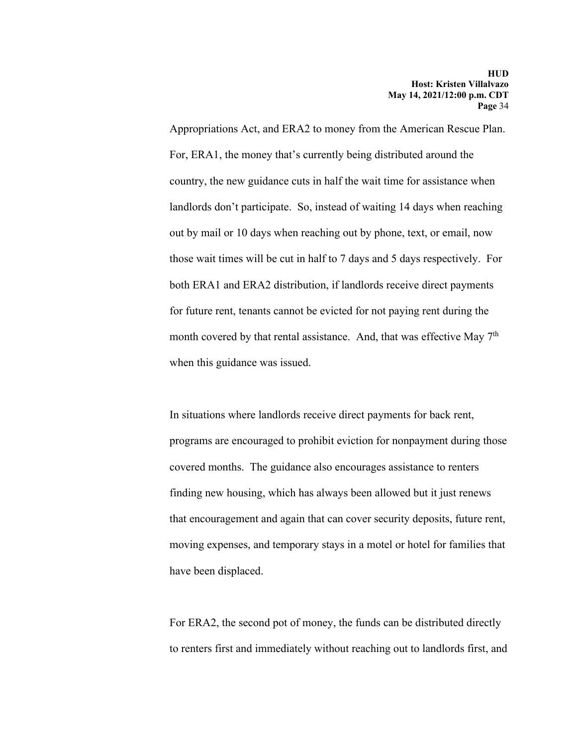Appropriations Act, and ERA2 to money from the American Rescue Plan. For, ERA1, the money that's currently being distributed around the country, the new guidance cuts in half the wait time for assistance when landlords don't participate. So, instead of waiting 14 days when reaching out by mail or 10 days when reaching out by phone, text, or email, now those wait times will be cut in half to 7 days and 5 days respectively. For both ERA1 and ERA2 distribution, if landlords receive direct payments for future rent, tenants cannot be evicted for not paying rent during the month covered by that rental assistance. And, that was effective May 7th when this guidance was issued.

In situations where landlords receive direct payments for back rent, programs are encouraged to prohibit eviction for nonpayment during those covered months. The guidance also encourages assistance to renters finding new housing, which has always been allowed but it just renews that encouragement and again that can cover security deposits, future rent, moving expenses, and temporary stays in a motel or hotel for families that have been displaced.

For ERA2, the second pot of money, the funds can be distributed directly to renters first and immediately without reaching out to landlords first, and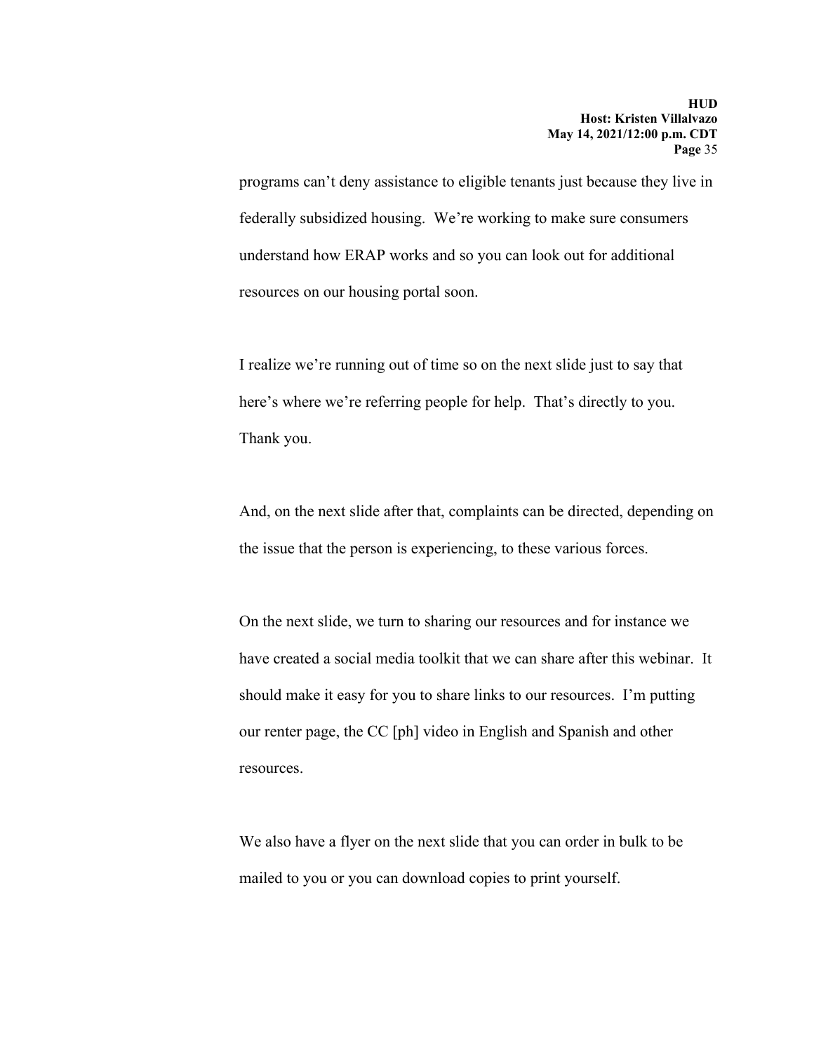programs can't deny assistance to eligible tenants just because they live in federally subsidized housing. We're working to make sure consumers understand how ERAP works and so you can look out for additional resources on our housing portal soon.

I realize we're running out of time so on the next slide just to say that here's where we're referring people for help. That's directly to you. Thank you.

And, on the next slide after that, complaints can be directed, depending on the issue that the person is experiencing, to these various forces.

On the next slide, we turn to sharing our resources and for instance we have created a social media toolkit that we can share after this webinar. It should make it easy for you to share links to our resources. I'm putting our renter page, the CC [ph] video in English and Spanish and other resources.

We also have a flyer on the next slide that you can order in bulk to be mailed to you or you can download copies to print yourself.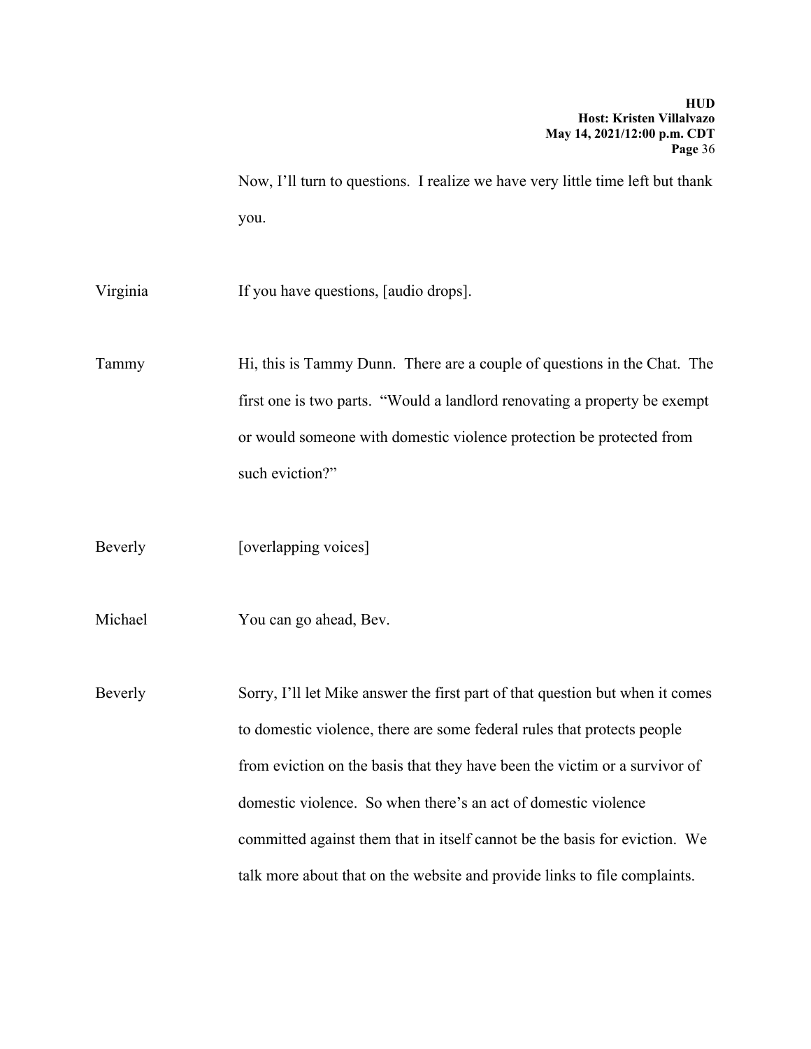Now, I'll turn to questions. I realize we have very little time left but thank you.

Virginia If you have questions, [audio drops].

Tammy Hi, this is Tammy Dunn. There are a couple of questions in the Chat. The first one is two parts. "Would a landlord renovating a property be exempt or would someone with domestic violence protection be protected from such eviction?"

Beverly [overlapping voices]

Michael You can go ahead, Bev.

Beverly Sorry, I'll let Mike answer the first part of that question but when it comes to domestic violence, there are some federal rules that protects people from eviction on the basis that they have been the victim or a survivor of domestic violence. So when there's an act of domestic violence committed against them that in itself cannot be the basis for eviction. We talk more about that on the website and provide links to file complaints.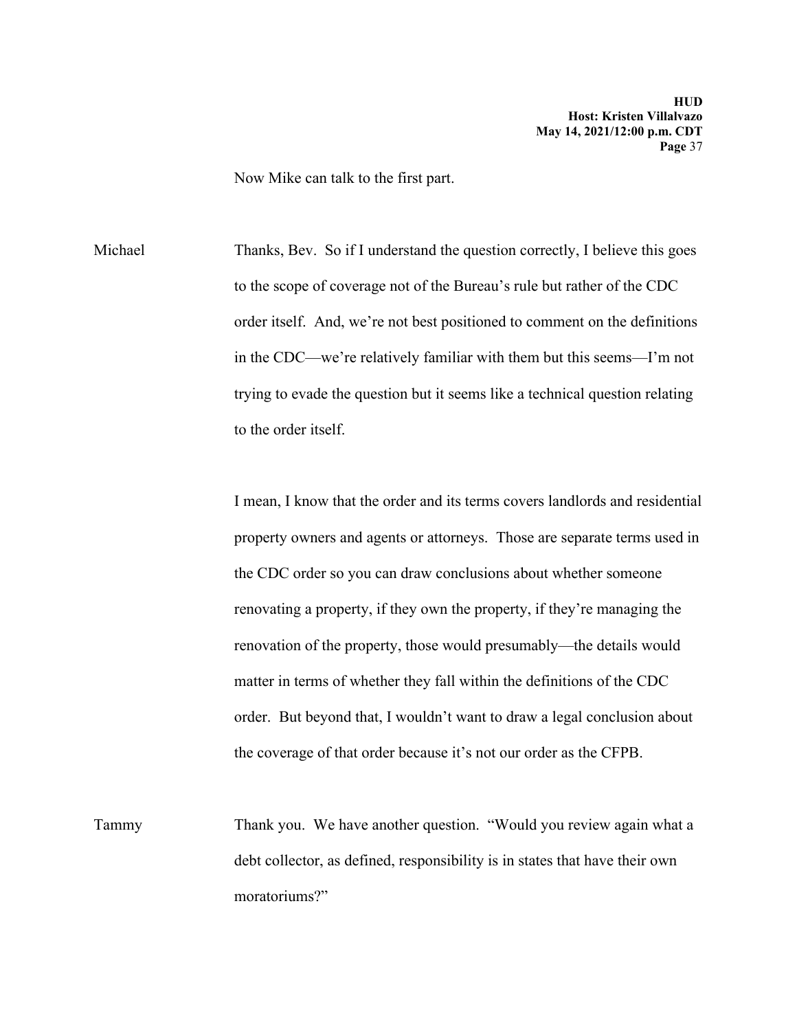Now Mike can talk to the first part.

Michael Thanks, Bev. So if I understand the question correctly, I believe this goes to the scope of coverage not of the Bureau's rule but rather of the CDC order itself. And, we're not best positioned to comment on the definitions in the CDC—we're relatively familiar with them but this seems—I'm not trying to evade the question but it seems like a technical question relating to the order itself.

I mean, I know that the order and its terms covers landlords and residential property owners and agents or attorneys. Those are separate terms used in the CDC order so you can draw conclusions about whether someone renovating a property, if they own the property, if they're managing the renovation of the property, those would presumably—the details would matter in terms of whether they fall within the definitions of the CDC order. But beyond that, I wouldn't want to draw a legal conclusion about the coverage of that order because it's not our order as the CFPB.

Tammy Thank you. We have another question. "Would you review again what a debt collector, as defined, responsibility is in states that have their own moratoriums?"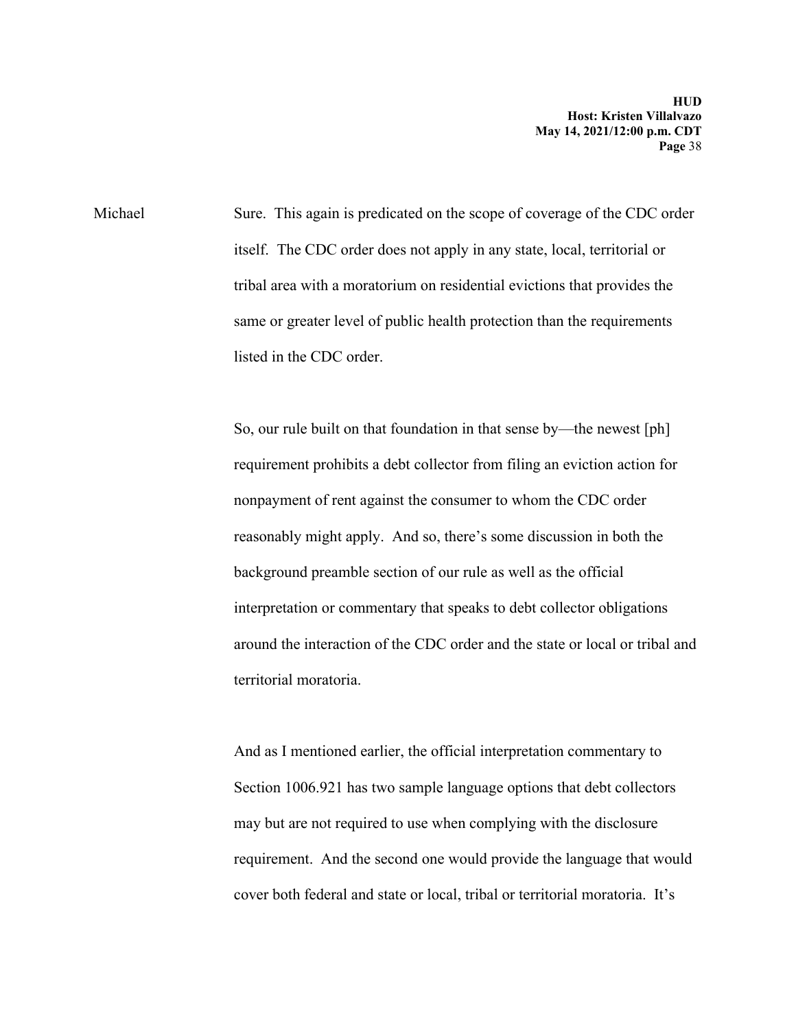Michael Sure. This again is predicated on the scope of coverage of the CDC order itself. The CDC order does not apply in any state, local, territorial or tribal area with a moratorium on residential evictions that provides the same or greater level of public health protection than the requirements listed in the CDC order.

So, our rule built on that foundation in that sense by—the newest [ph] requirement prohibits a debt collector from filing an eviction action for nonpayment of rent against the consumer to whom the CDC order reasonably might apply. And so, there's some discussion in both the background preamble section of our rule as well as the official interpretation or commentary that speaks to debt collector obligations around the interaction of the CDC order and the state or local or tribal and territorial moratoria.

And as I mentioned earlier, the official interpretation commentary to Section 1006.921 has two sample language options that debt collectors may but are not required to use when complying with the disclosure requirement. And the second one would provide the language that would cover both federal and state or local, tribal or territorial moratoria. It's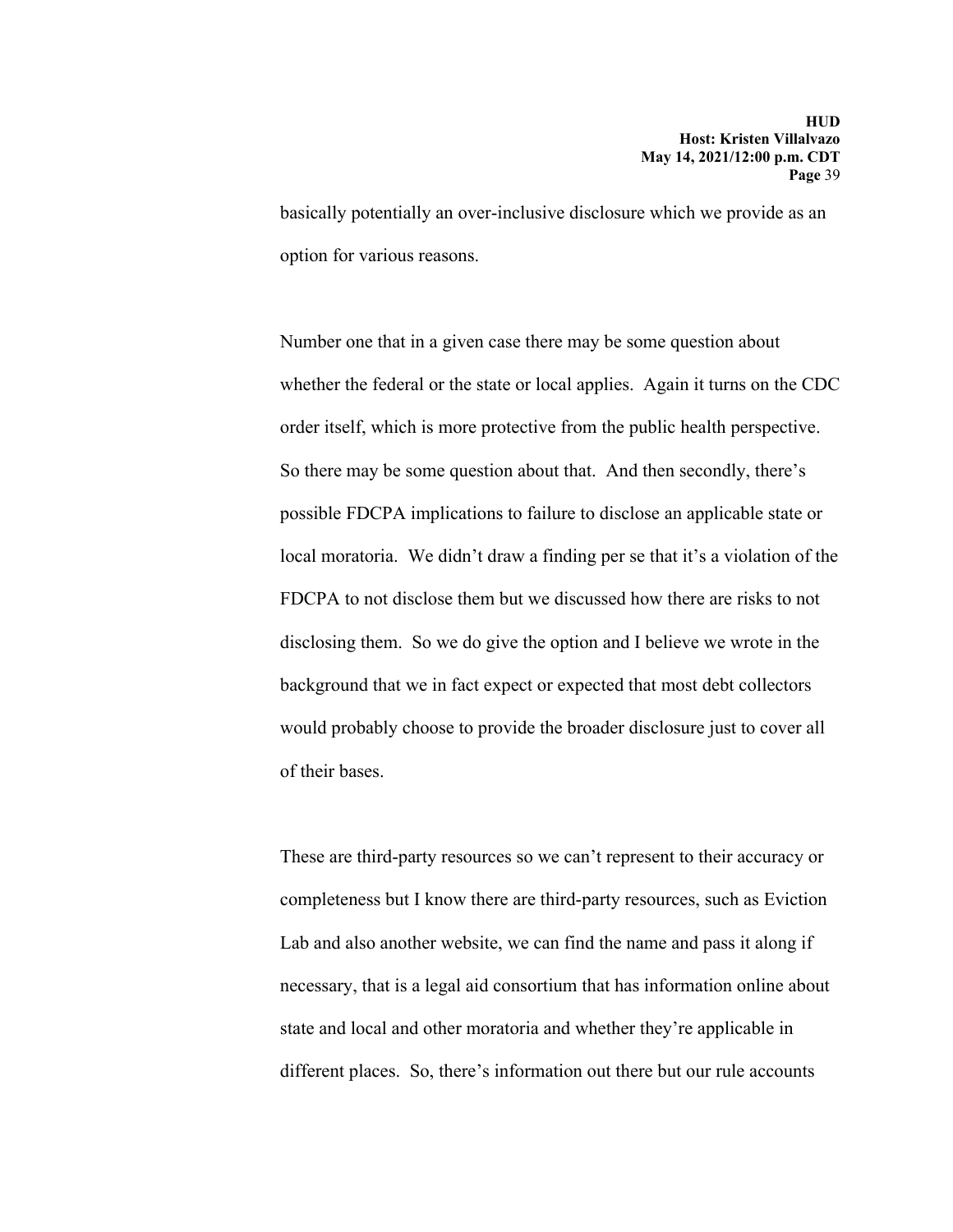basically potentially an over-inclusive disclosure which we provide as an option for various reasons.

Number one that in a given case there may be some question about whether the federal or the state or local applies. Again it turns on the CDC order itself, which is more protective from the public health perspective. So there may be some question about that. And then secondly, there's possible FDCPA implications to failure to disclose an applicable state or local moratoria. We didn't draw a finding per se that it's a violation of the FDCPA to not disclose them but we discussed how there are risks to not disclosing them. So we do give the option and I believe we wrote in the background that we in fact expect or expected that most debt collectors would probably choose to provide the broader disclosure just to cover all of their bases.

These are third-party resources so we can't represent to their accuracy or completeness but I know there are third-party resources, such as Eviction Lab and also another website, we can find the name and pass it along if necessary, that is a legal aid consortium that has information online about state and local and other moratoria and whether they're applicable in different places. So, there's information out there but our rule accounts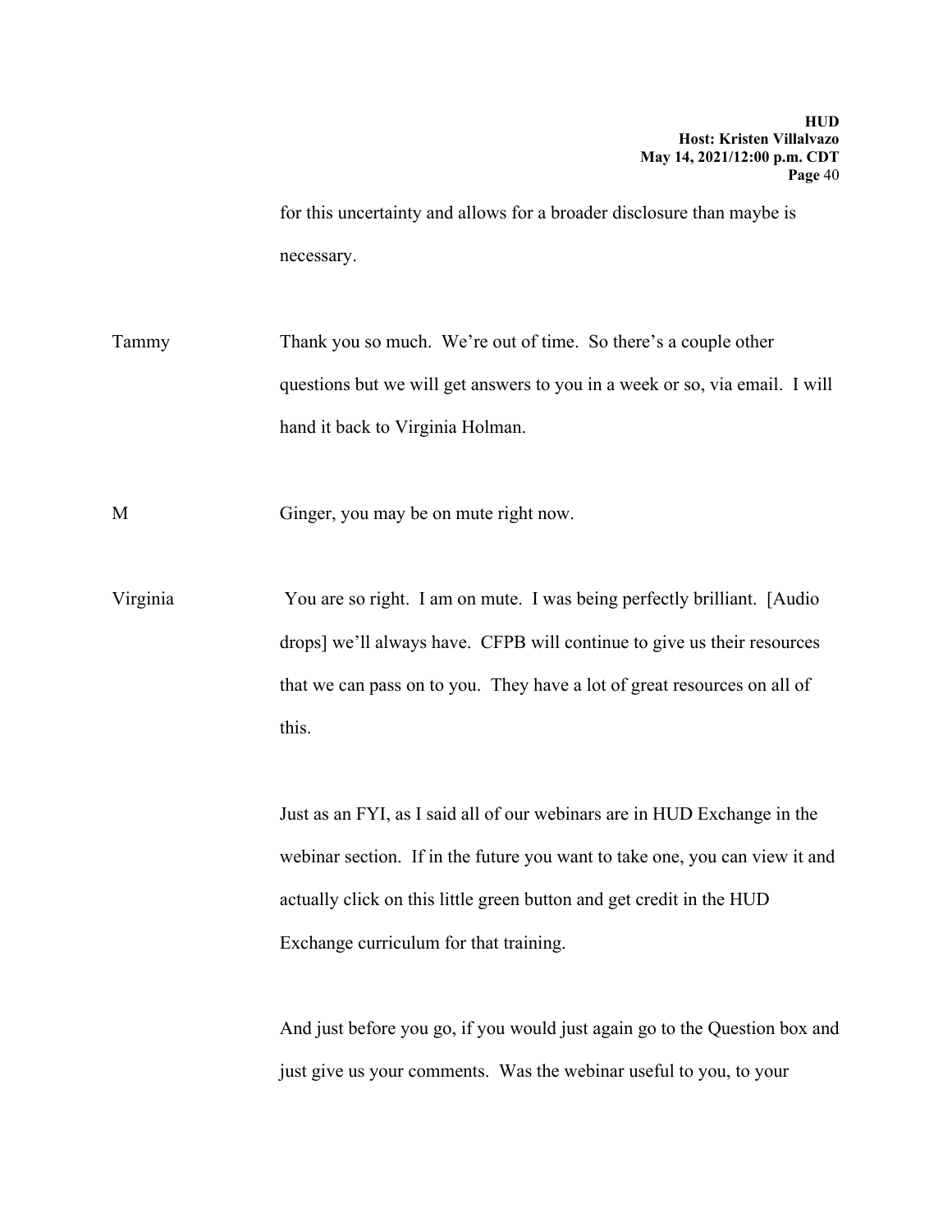for this uncertainty and allows for a broader disclosure than maybe is necessary.

Tammy Thank you so much. We're out of time. So there's a couple other questions but we will get answers to you in a week or so, via email. I will hand it back to Virginia Holman.

M Ginger, you may be on mute right now.

Virginia You are so right. I am on mute. I was being perfectly brilliant. [Audio drops] we'll always have. CFPB will continue to give us their resources that we can pass on to you. They have a lot of great resources on all of this.

Just as an FYI, as I said all of our webinars are in HUD Exchange in the webinar section. If in the future you want to take one, you can view it and actually click on this little green button and get credit in the HUD Exchange curriculum for that training.

And just before you go, if you would just again go to the Question box and just give us your comments. Was the webinar useful to you, to your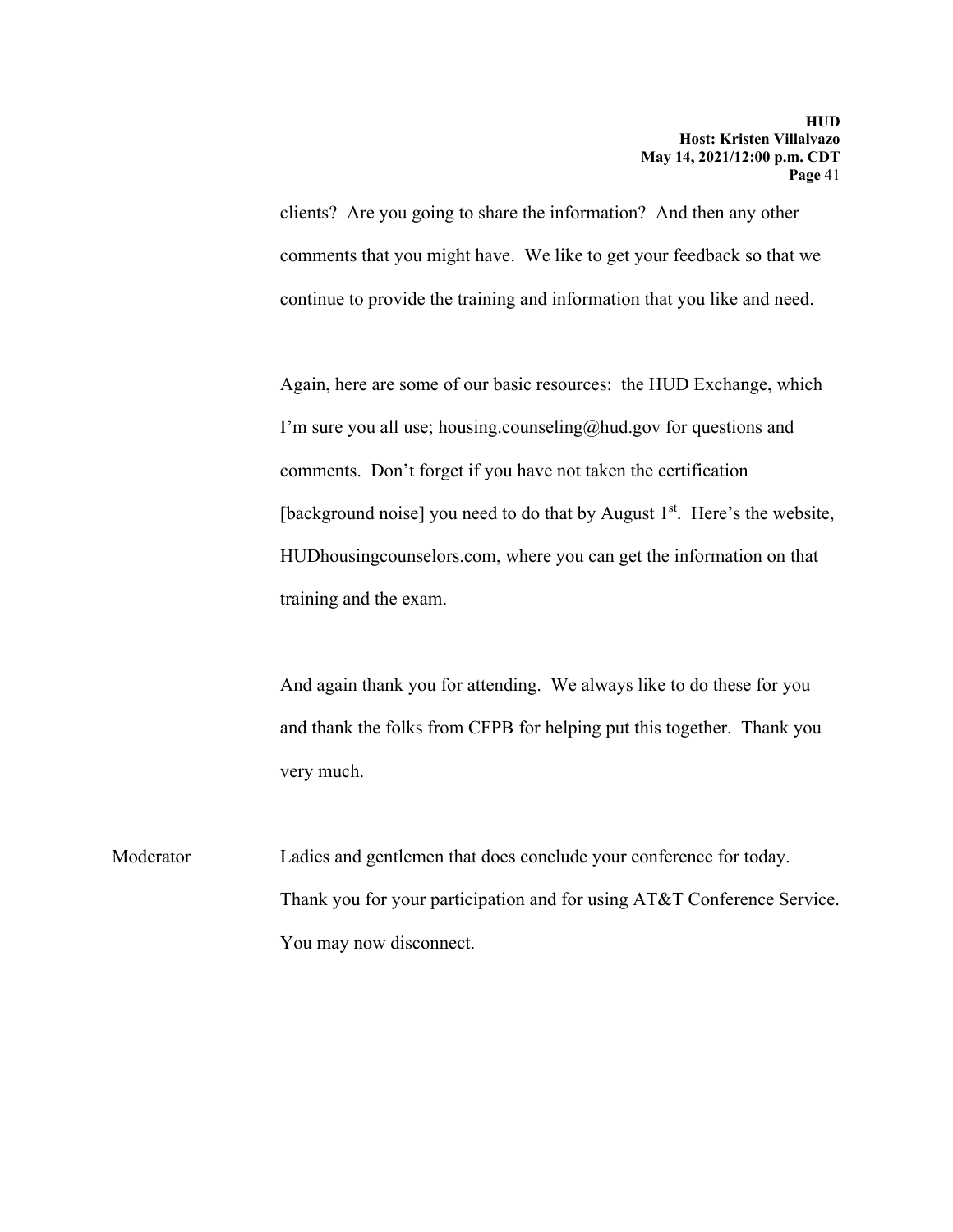clients? Are you going to share the information? And then any other comments that you might have. We like to get your feedback so that we continue to provide the training and information that you like and need.

Again, here are some of our basic resources: the HUD Exchange, which I'm sure you all use; housing.counseling@hud.gov for questions and comments. Don't forget if you have not taken the certification [background noise] you need to do that by August 1st. Here's the website, HUDhousingcounselors.com, where you can get the information on that training and the exam.

And again thank you for attending. We always like to do these for you and thank the folks from CFPB for helping put this together. Thank you very much.

Moderator: Ladies and gentlemen that does conclude your conference for today. Thank you for your participation and for using AT&T Conference Service. You may now disconnect.